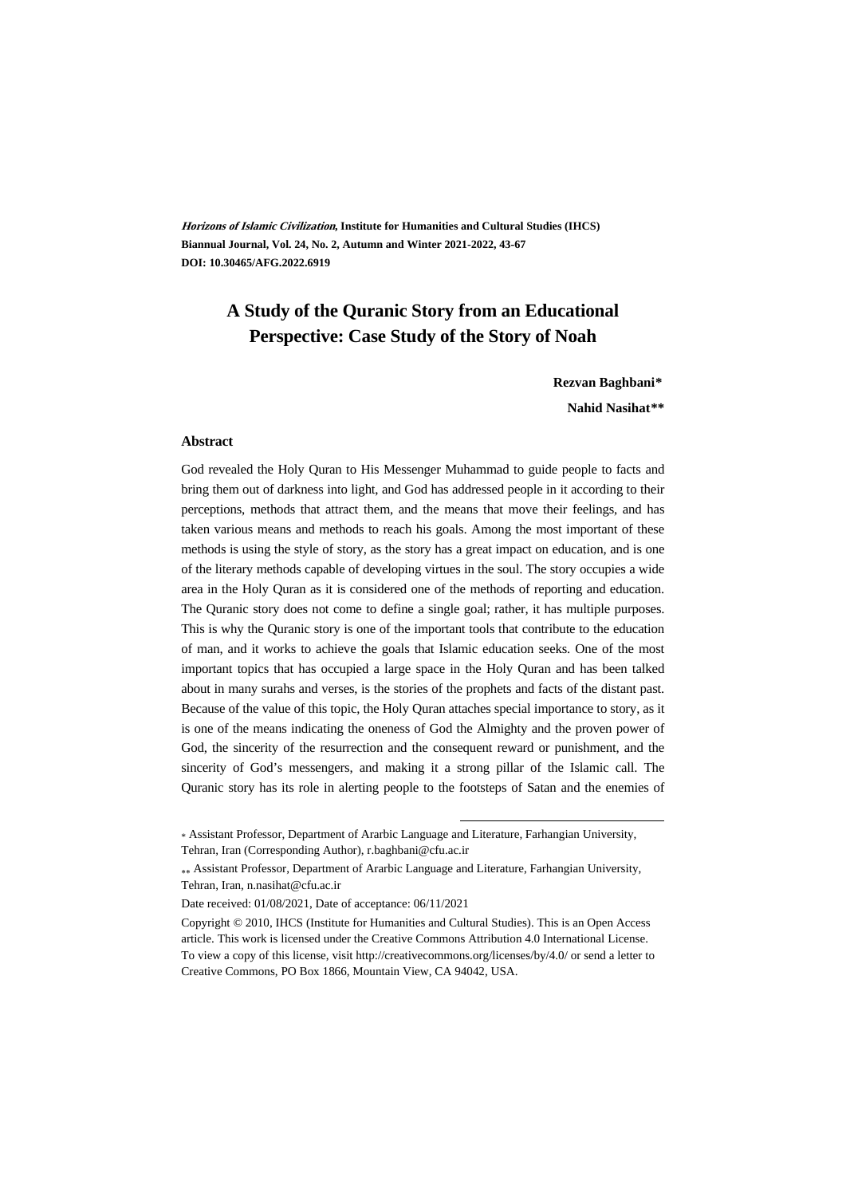*Horizons of Islamic Civilization*, Institute for Humanities and Cultural Studies (IHCS)
Biannual Journal, Vol. 24, No. 2, Autumn and Winter 2021-2022, 43-67
DOI: 10.30465/AFG.2022.6919

# A Study of the Quranic Story from an Educational Perspective: Case Study of the Story of Noah

**Rezvan Baghbani***

**Nahid Nasihat****

## Abstract

God revealed the Holy Quran to His Messenger Muhammad to guide people to facts and bring them out of darkness into light, and God has addressed people in it according to their perceptions, methods that attract them, and the means that move their feelings, and has taken various means and methods to reach his goals. Among the most important of these methods is using the style of story, as the story has a great impact on education, and is one of the literary methods capable of developing virtues in the soul. The story occupies a wide area in the Holy Quran as it is considered one of the methods of reporting and education. The Quranic story does not come to define a single goal; rather, it has multiple purposes. This is why the Quranic story is one of the important tools that contribute to the education of man, and it works to achieve the goals that Islamic education seeks. One of the most important topics that has occupied a large space in the Holy Quran and has been talked about in many surahs and verses, is the stories of the prophets and facts of the distant past. Because of the value of this topic, the Holy Quran attaches special importance to story, as it is one of the means indicating the oneness of God the Almighty and the proven power of God, the sincerity of the resurrection and the consequent reward or punishment, and the sincerity of God's messengers, and making it a strong pillar of the Islamic call. The Quranic story has its role in alerting people to the footsteps of Satan and the enemies of

---

* Assistant Professor, Department of Ararbic Language and Literature, Farhangian University, Tehran, Iran (Corresponding Author), r.baghbani@cfu.ac.ir

** Assistant Professor, Department of Ararbic Language and Literature, Farhangian University, Tehran, Iran, n.nasihat@cfu.ac.ir

Date received: 01/08/2021, Date of acceptance: 06/11/2021

Copyright © 2010, IHCS (Institute for Humanities and Cultural Studies). This is an Open Access article. This work is licensed under the Creative Commons Attribution 4.0 International License. To view a copy of this license, visit http://creativecommons.org/licenses/by/4.0/ or send a letter to Creative Commons, PO Box 1866, Mountain View, CA 94042, USA.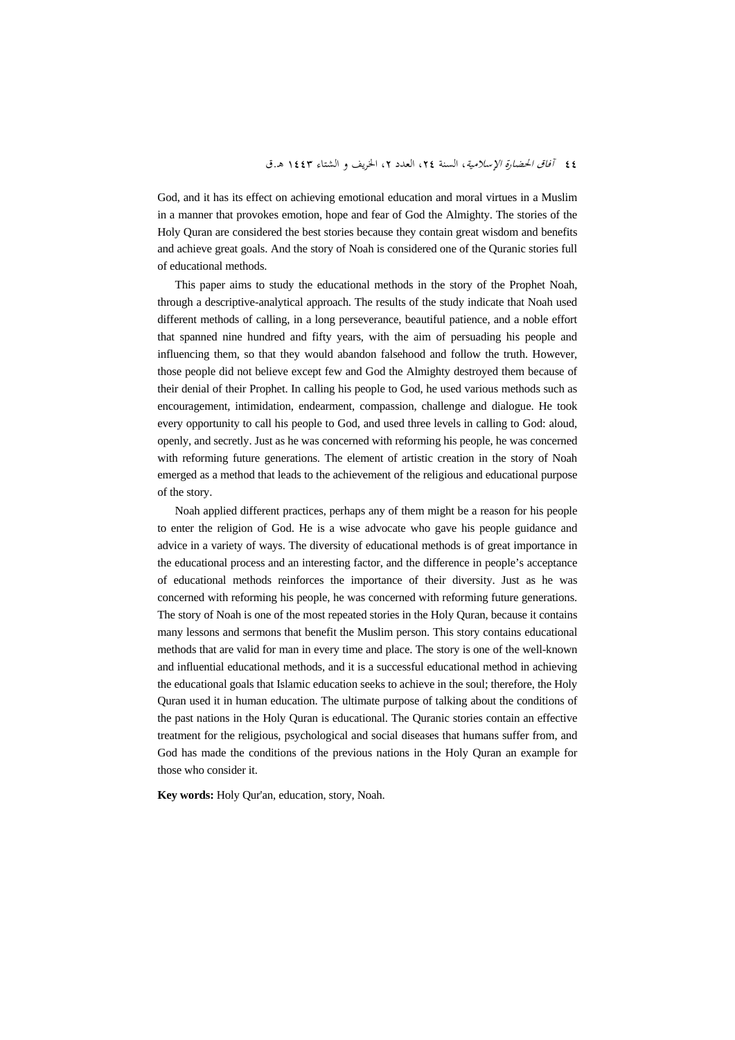God, and it has its effect on achieving emotional education and moral virtues in a Muslim in a manner that provokes emotion, hope and fear of God the Almighty. The stories of the Holy Quran are considered the best stories because they contain great wisdom and benefits and achieve great goals. And the story of Noah is considered one of the Quranic stories full of educational methods.

This paper aims to study the educational methods in the story of the Prophet Noah, through a descriptive-analytical approach. The results of the study indicate that Noah used different methods of calling, in a long perseverance, beautiful patience, and a noble effort that spanned nine hundred and fifty years, with the aim of persuading his people and influencing them, so that they would abandon falsehood and follow the truth. However, those people did not believe except few and God the Almighty destroyed them because of their denial of their Prophet. In calling his people to God, he used various methods such as encouragement, intimidation, endearment, compassion, challenge and dialogue. He took every opportunity to call his people to God, and used three levels in calling to God: aloud, openly, and secretly. Just as he was concerned with reforming his people, he was concerned with reforming future generations. The element of artistic creation in the story of Noah emerged as a method that leads to the achievement of the religious and educational purpose of the story.

Noah applied different practices, perhaps any of them might be a reason for his people to enter the religion of God. He is a wise advocate who gave his people guidance and advice in a variety of ways. The diversity of educational methods is of great importance in the educational process and an interesting factor, and the difference in people's acceptance of educational methods reinforces the importance of their diversity. Just as he was concerned with reforming his people, he was concerned with reforming future generations. The story of Noah is one of the most repeated stories in the Holy Quran, because it contains many lessons and sermons that benefit the Muslim person. This story contains educational methods that are valid for man in every time and place. The story is one of the well-known and influential educational methods, and it is a successful educational method in achieving the educational goals that Islamic education seeks to achieve in the soul; therefore, the Holy Quran used it in human education. The ultimate purpose of talking about the conditions of the past nations in the Holy Quran is educational. The Quranic stories contain an effective treatment for the religious, psychological and social diseases that humans suffer from, and God has made the conditions of the previous nations in the Holy Quran an example for those who consider it.

**Key words:** Holy Qur'an, education, story, Noah.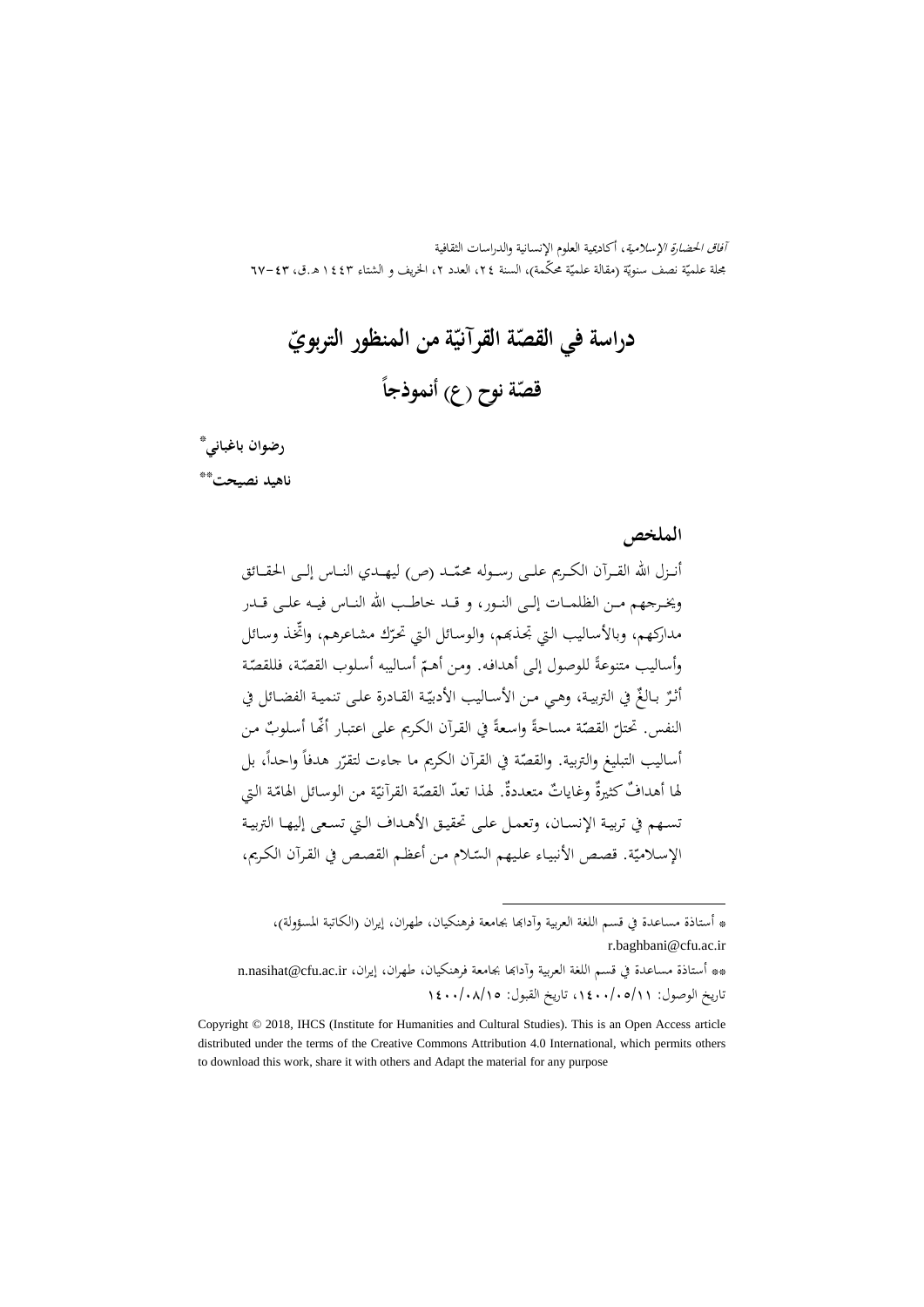# دراسة في القصّة القرآنيّة من المنظور التربويّ

## قصّة نوح (ع) أنموذجاً

**رضوان باغباني***

**ناهيد نصيحت****

### الملخص

أنزل الله القرآن الكريم على رسوله محمّد (ص) ليهدي الناس إلى الحقائق ويخرجهم من الظلمات إلى النور، و قد خاطب الله الناس فيه على قدر مداركهم، وبالأساليب التي تجذبهم، والوسائل التي تحرّك مشاعرهم، واتّخذ وسائل وأساليب متنوعةً للوصول إلى أهدافه. ومن أهمّ أساليبه أسلوب القصّة، فللقصّة أثرٌ بالغٌ في التربية، وهي من الأساليب الأدبيّة القادرة على تنمية الفضائل في النفس. تحتلّ القصّة مساحةً واسعةً في القرآن الكريم على اعتبار أنّها أسلوبٌ من أساليب التبليغ والتربية. والقصّة في القرآن الكريم ما جاءت لتقرّر هدفاً واحداً، بل لها أهدافٌ كثيرةٌ وغاياتٌ متعددةٌ. لهذا تعدّ القصّة القرآنيّة من الوسائل الهامّة التي تسهم في تربية الإنسان، وتعمل على تحقيق الأهداف التي تسعى إليها التربية الإسلاميّة. قصص الأنبياء عليهم السّلام من أعظم القصص في القرآن الكريم،

---

* أستاذة مساعدة في قسم اللغة العربية وآدابها بجامعة فرهنكيان، طهران، إيران (الكاتبة المسؤولة)، r.baghbani@cfu.ac.ir

** أستاذة مساعدة في قسم اللغة العربية وآدابها بجامعة فرهنكيان، طهران، إيران، n.nasihat@cfu.ac.ir

تاريخ الوصول: ١٤٠٠/٠٥/١١، تاريخ القبول: ١٤٠٠/٠٨/١٥

Copyright © 2018, IHCS (Institute for Humanities and Cultural Studies). This is an Open Access article distributed under the terms of the Creative Commons Attribution 4.0 International, which permits others to download this work, share it with others and Adapt the material for any purpose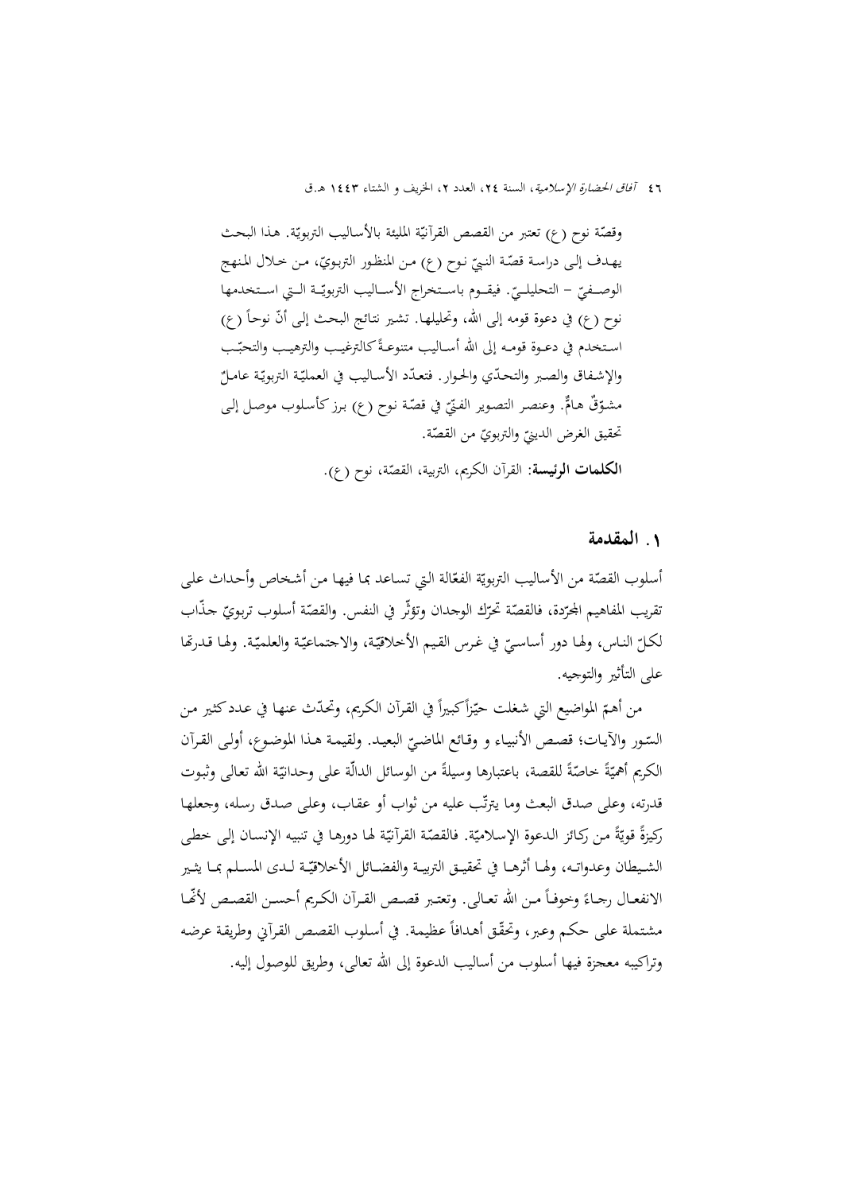وقصّة نوح (ع) تعتبر من القصص القرآنيّة المليئة بالأساليب التربويّة. هذا البحث يهدف إلى دراسة قصّة النبيّ نوح (ع) من المنظور التربويّ، من خلال المنهج الوصفيّ – التحليليّ. فيقوم باستخراج الأساليب التربويّة التي استخدمها نوح (ع) في دعوة قومه إلى الله، وتحليلها. تشير نتائج البحث إلى أنّ نوحاً (ع) استخدم في دعوة قومه إلى الله أساليب متنوعةً كالترغيب والترهيب والتحبّب والإشفاق والصبر والتحدّي والحوار. فتعدّد الأساليب في العمليّة التربويّة عاملٌ مشوّقٌ هامٌّ. وعنصر التصوير الفنيّ في قصّة نوح (ع) برز كأسلوب موصل إلى تحقيق الغرض الدينيّ والتربويّ من القصّة.

**الكلمات الرئيسة**: القرآن الكريم، التربية، القصّة، نوح (ع).

## ١. المقدمة

أسلوب القصّة من الأساليب التربويّة الفعّالة التي تساعد بما فيها من أشخاص وأحداث على تقريب المفاهيم المجرّدة، فالقصّة تحرّك الوجدان وتؤثّر في النفس. والقصّة أسلوب تربويّ جذّاب لكلّ الناس، ولها دور أساسيّ في غرس القيم الأخلاقيّة، والاجتماعيّة والعلميّة. ولها قدرتها على التأثير والتوجيه.

من أهمّ المواضيع التي شغلت حيّزاً كبيراً في القرآن الكريم، وتحدّث عنها في عدد كثير من السّور والآيات؛ قصص الأنبياء و وقائع الماضيّ البعيد. ولقيمة هذا الموضوع، أولى القرآن الكريم أهميّةً خاصّةً للقصة، باعتبارها وسيلةً من الوسائل الدالّة على وحدانيّة الله تعالى وثبوت قدرته، وعلى صدق البعث وما يترتّب عليه من ثواب أو عقاب، وعلى صدق رسله، وجعلها ركيزةً قويّةً من ركائز الدعوة الإسلاميّة. فالقصّة القرآنيّة لها دورها في تنبيه الإنسان إلى خطى الشيطان وعدواته، ولها أثرها في تحقيق التربية والفضائل الأخلاقيّة لدى المسلم بما يثير الانفعال رجاءً وخوفاً من الله تعالى. وتعتبر قصص القرآن الكريم أحسن القصص لأنّها مشتملة على حكم وعبر، وتحقّق أهدافاً عظيمة. في أسلوب القصص القرآني وطريقة عرضه وتراكيبه معجزة فيها أسلوب من أساليب الدعوة إلى الله تعالى، وطريق للوصول إليه.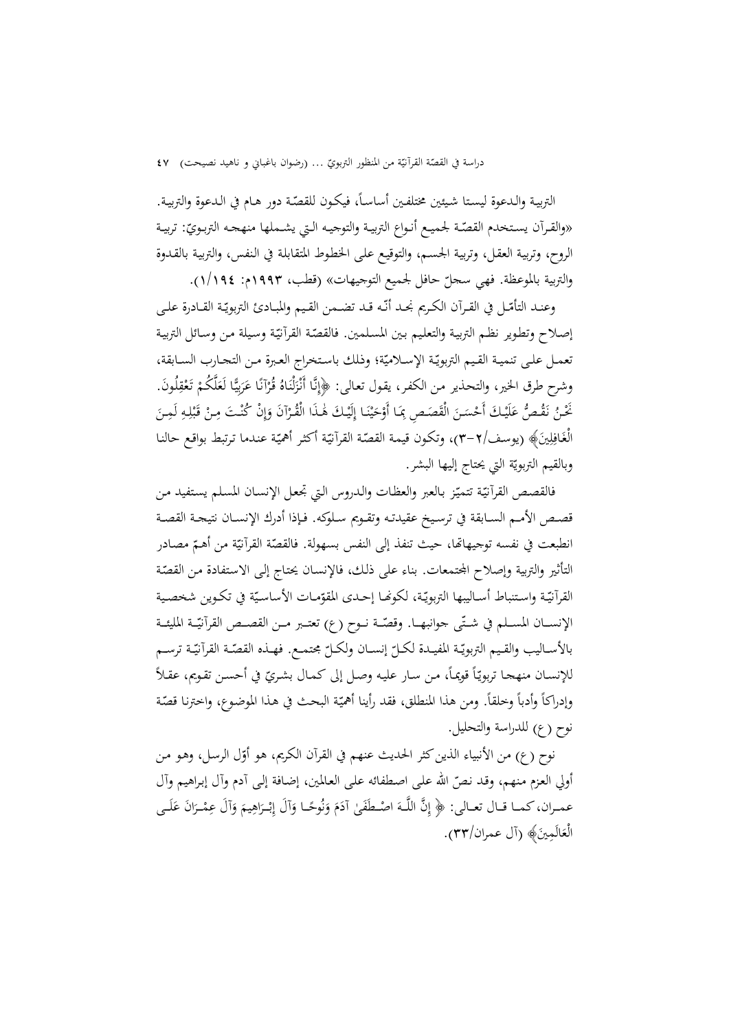التربية والدعوة ليستا شيئين مختلفين أساساً، فيكون للقصّة دور هام في الدعوة والتربية. «والقرآن يستخدم القصّة لجميع أنواع التربية والتوجيه التي يشملها منهجه التربويّ: تربية الروح، وتربية العقل، وتربية الجسم، والتوقيع على الخطوط المتقابلة في النفس، والتربية بالقدوة والتربية بالموعظة. فهي سجلّ حافل لجميع التوجيهات» (قطب، ١٩٩٣م: ١/١٩٤).

وعند التأمّل في القرآن الكريم نجد أنّه قد تضمن القيم والمبادئ التربويّة القادرة على إصلاح وتطوير نظم التربية والتعليم بين المسلمين. فالقصّة القرآنيّة وسيلة من وسائل التربية تعمل على تنمية القيم التربويّة الإسلاميّة؛ وذلك باستخراج العبرة من التجارب السابقة، وشرح طرق الخير، والتحذير من الكفر، يقول تعالى: ﴿إِنَّا أَنْزَلْنَاهُ قُرْآنًا عَرَبِيًّا لَعَلَّكُمْ تَعْقِلُونَ. نَحْنُ نَقُصُّ عَلَيْكَ أَحْسَنَ الْقَصَصِ بِمَا أَوْحَيْنَا إِلَيْكَ هَٰذَا الْقُرْآنَ وَإِنْ كُنْتَ مِنْ قَبْلِهِ لَمِنَ الْغَافِلِينَ﴾ (يوسف/٢-٣)، وتكون قيمة القصّة القرآنيّة أكثر أهميّة عندما ترتبط بواقع حالنا وبالقيم التربويّة التي يحتاج إليها البشر.

فالقصص القرآنيّة تتميّز بالعبر والعظات والدروس التي تجعل الإنسان المسلم يستفيد من قصص الأمم السابقة في ترسيخ عقيدته وتقويم سلوكه. فإذا أدرك الإنسان نتيجة القصة انطبعت في نفسه توجيهاتها، حيث تنفذ إلى النفس بسهولة. فالقصّة القرآنيّة من أهمّ مصادر التأثير والتربية وإصلاح المجتمعات. بناء على ذلك، فالإنسان يحتاج إلى الاستفادة من القصّة القرآنيّة واستنباط أساليبها التربويّة، لكونها إحدى المقوّمات الأساسيّة في تكوين شخصية الإنسان المسلم في شتّى جوانبها. وقصّة نوح (ع) تعتبر من القصص القرآنيّة المليئة بالأساليب والقيم التربويّة المفيدة لكلّ إنسان ولكلّ مجتمع. فهذه القصّة القرآنيّة ترسم للإنسان منهجا تربويّاً قويماً، من سار عليه وصل إلى كمال بشريّ في أحسن تقويم، عقلاً وإدراكاً وأدباً وخلقاً. ومن هذا المنطلق، فقد رأينا أهميّة البحث في هذا الموضوع، واخترنا قصّة نوح (ع) للدراسة والتحليل.

نوح (ع) من الأنبياء الذين كثر الحديث عنهم في القرآن الكريم، هو أوّل الرسل، وهو من أولي العزم منهم، وقد نصّ الله على اصطفائه على العالمين، إضافة إلى آدم وآل إبراهيم وآل عمران، كما قال تعالى: ﴿ إِنَّ اللَّهَ اصْطَفَىٰ آدَمَ وَنُوحًا وَآلَ إِبْرَاهِيمَ وَآلَ عِمْرَانَ عَلَى الْعَالَمِينَ﴾ (آل عمران/٣٣).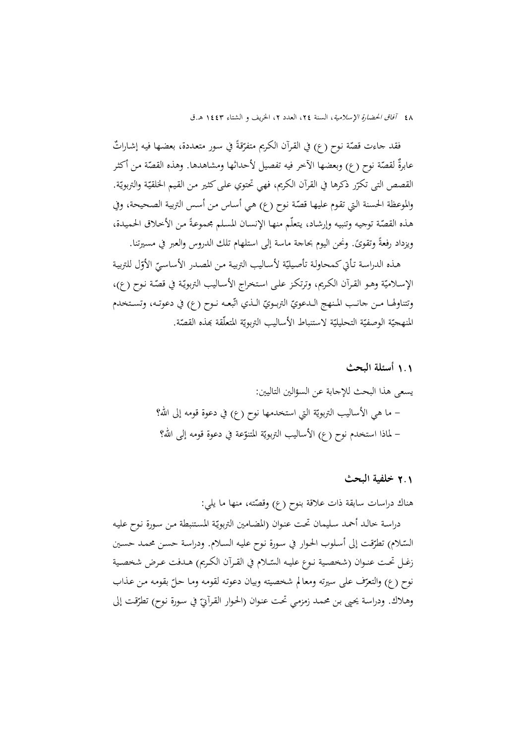فقد جاءت قصّة نوح (ع) في القرآن الكريم متفرّقةً في سور متعددة، بعضها فيه إشاراتٌ عابرةٌ لقصّة نوح (ع) وبعضها الآخر فيه تفصيل لأحداثها ومشاهدها. وهذه القصّة من أكثر القصص التى تكرّر ذكرها في القرآن الكريم، فهي تحتوي على كثير من القيم الخلقيّة والتربويّة. والموعظة الحسنة التي تقوم عليها قصّة نوح (ع) هي أساس من أسس التربية الصحيحة، وفي هذه القصّة توجيه وتنبيه وإرشاد، يتعلّم منها الإنسان المسلم مجموعةً من الأخلاق الحميدة، ويزداد رفعةً وتقوىً. ونحن اليوم بحاجة ماسة إلى استلهام تلك الدروس والعبر في مسيرتنا.

هذه الدراسة تأتي كمحاولة تأصيليّة لأساليب التربية من المصدر الأساسيّ الأوّل للتربية الإسلاميّة وهو القرآن الكريم، وترتكز على استخراج الأساليب التربويّة في قصّة نوح (ع)، وتتناولها من جانب المنهج الدعويّ التربويّ الذي اتّبعه نوح (ع) في دعوته، وتستخدم المنهجيّة الوصفيّة التحليليّة لاستنباط الأساليب التربويّة المتعلّقة بهذه القصّة.

## ١.١ أسئلة البحث

يسعى هذا البحث للإجابة عن السؤالين التاليين:

- ما هي الأساليب التربويّة التي استخدمها نوح (ع) في دعوة قومه إلى الله؟
- لماذا استخدم نوح (ع) الأساليب التربويّة المتنوّعة في دعوة قومه إلى الله؟

## ٢.١ خلفية البحث

هناك دراسات سابقة ذات علاقة بنوح (ع) وقصّته، منها ما يلي:

دراسة خالد أحمد سليمان تحت عنوان (المضامين التربويّة المستنبطة من سورة نوح عليه السّلام) تطرّقت إلى أسلوب الحوار في سورة نوح عليه السلام. ودراسة حسن محمد حسين زغل تحت عنوان (شخصية نوع عليه السّلام في القرآن الكريم) هدفت عرض شخصية نوح (ع) والتعرّف على سيرته ومعالم شخصيته وبيان دعوته لقومه وما حلّ بقومه من عذاب وهلاك. ودراسة يحيى بن محمد زمزمي تحت عنوان (الحوار القرآنيّ في سورة نوح) تطرّقت إلى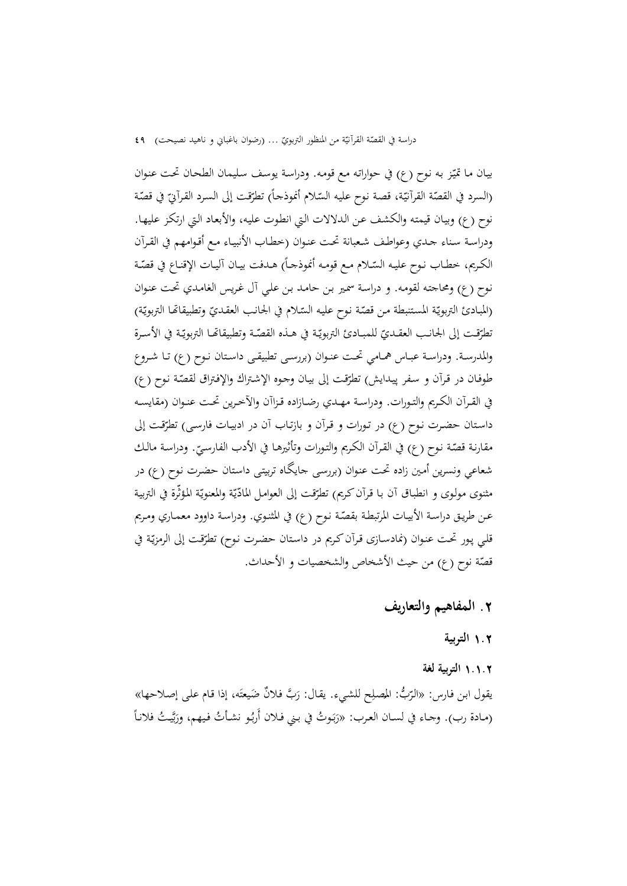بيان ما تميّز به نوح (ع) في حواراته مع قومه. ودراسة يوسف سليمان الطحان تحت عنوان (السرد في القصّة القرآنيّة، قصة نوح عليه السّلام أنموذجاً) تطرّقت إلى السرد القرآنيّ في قصّة نوح (ع) وبيان قيمته والكشف عن الدلالات التي انطوت عليه، والأبعاد التي ارتكز عليها. ودراسة سناء جدي وعواطف شعبانة تحت عنوان (خطاب الأنبياء مع أقوامهم في القرآن الكريم، خطاب نوح عليه السّلام مع قومه أنموذجاً) هدفت بيان آليات الإقناع في قصّة نوح (ع) ومحاجته لقومه. و دراسة سمير بن حامد بن علي آل غريس الغامدي تحت عنوان (المبادئ التربويّة المستنبطة من قصّة نوح عليه السّلام في الجانب العقديّ وتطبيقاتها التربويّة) تطرّقت إلى الجانب العقديّ للمبادئ التربويّة في هذه القصّة وتطبيقاتها التربويّة في الأسرة والمدرسة. ودراسة عباس همامي تحت عنوان (بررسی تطبیقی داستان نوح (ع) تا شروع طوفان در قرآن و سفر پیدایش) تطرّقت إلى بيان وجوه الإشتراك والإفتراق لقصّة نوح (ع) في القرآن الكريم والتورات. ودراسة مهدي رضازاده قزاآن والآخرين تحت عنوان (مقايسه داستان حضرت نوح (ع) در تورات و قرآن و بازتاب آن در ادبيات فارسى) تطرّقت إلى مقارنة قصّة نوح (ع) في القرآن الكريم والتورات وتأثيرها في الأدب الفارسيّ. ودراسة مالك شعاعي ونسرين أمين زاده تحت عنوان (بررسی جايگاه تربيتی داستان حضرت نوح (ع) در مثنوی مولوی و انطباق آن با قرآن کريم) تطرّقت إلى العوامل المادّيّة والمعنويّة المؤثّرة في التربية عن طريق دراسة الأبيات المرتبطة بقصّة نوح (ع) في المثنوي. ودراسة داوود معماري ومريم قلي پور تحت عنوان (نمادسازی قرآن کريم در داستان حضرت نوح) تطرّقت إلى الرمزيّة في قصّة نوح (ع) من حيث الأشخاص والشخصيات و الأحداث.

## ٢. المفاهيم والتعاريف

### ١.٢ التربية

#### ١.١.٢ التربية لغة

يقول ابن فارس: «الرّبُّ: المصلِح للشيء. يقال: رَبَّ فلانٌ ضَيعتَه، إذا قام على إصلاحها» (مادة رب). وجاء في لسان العرب: «رَبَوتُ في بني فلان أَربُو نشأتُ فيهم، وربَّيتُ فلاناً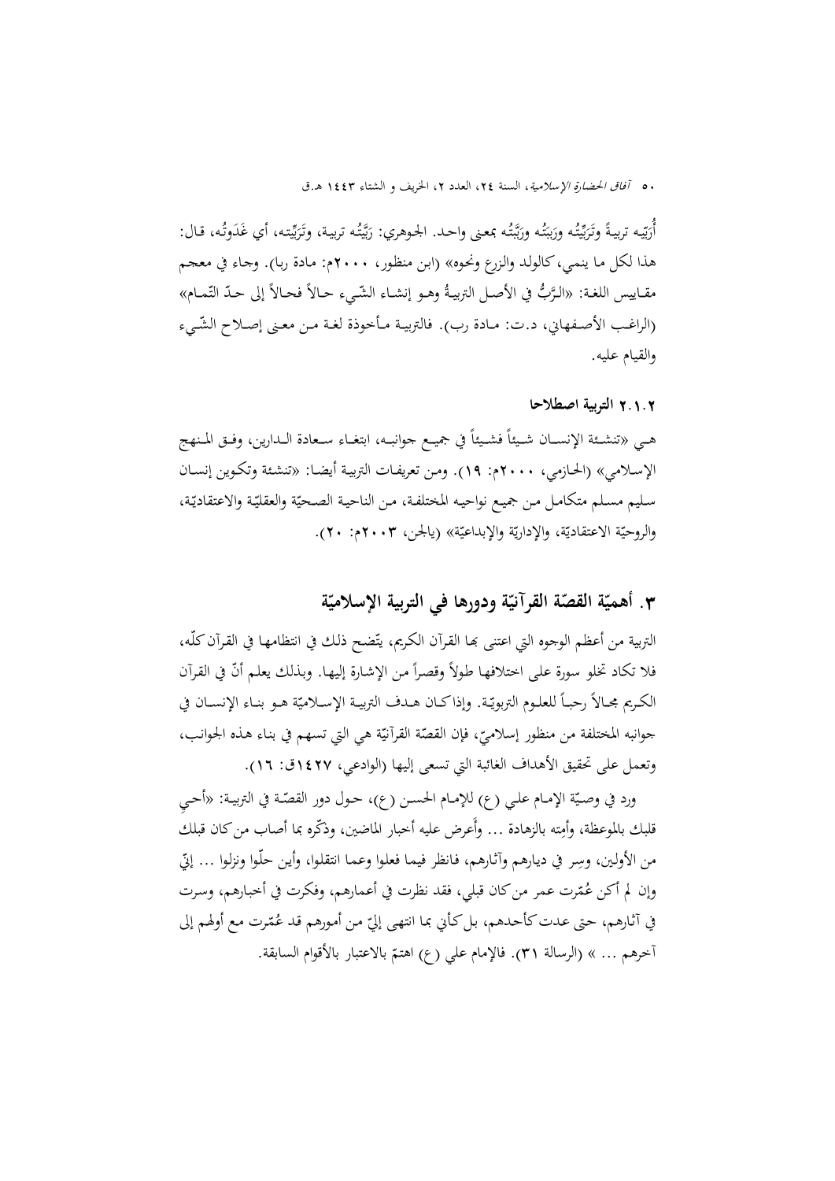أُرَبّيه تربيةً وتَرَبِّيتُه ورَبَبتُه ورَبَّبتُه بمعنى واحد. الجوهري: رَبَّيتُه تربية، وتَرَبِّيته، أي غَذَوتُه، قال: هذا لكل ما ينمي، كالولد والزرع ونحوه» (ابن منظور، ٢٠٠٠م: مادة ربا). وجاء في معجم مقاييس اللغة: «الرَّبُّ في الأصل التربيةُ وهو إنشاء الشّيء حالاً فحالاً إلى حدّ التّمام» (الراغب الأصفهاني، د.ت: مادة رب). فالتربية مأخوذة لغة من معنى إصلاح الشّيء والقيام عليه.

### ٢.١.٢ التربية اصطلاحا

هي «تنشئة الإنسان شيئاً فشيئاً في جميع جوانبه، ابتغاء سعادة الدارين، وفق المنهج الإسلامي» (الحازمي، ٢٠٠٠م: ١٩). ومن تعريفات التربية أيضا: «تنشئة وتكوين إنسان سليم مسلم متكامل من جميع نواحيه المختلفة، من الناحية الصحيّة والعقليّة والاعتقاديّة، والروحيّة الاعتقاديّة، والإداريّة والإبداعيّة» (يالجن، ٢٠٠٣م: ٢٠).

## ٣. أهميّة القصّة القرآنيّة ودورها في التربية الإسلاميّة

التربية من أعظم الوجوه التي اعتنى بها القرآن الكريم، يتّضح ذلك في انتظامها في القرآن كلّه، فلا تكاد تخلو سورة على اختلافها طولاً وقصراً من الإشارة إليها. وبذلك يعلم أنّ في القرآن الكريم مجالاً رحباً للعلوم التربويّة. وإذا كان هدف التربية الإسلاميّة هو بناء الإنسان في جوانبه المختلفة من منظور إسلاميّ، فإن القصّة القرآنيّة هي التي تسهم في بناء هذه الجوانب، وتعمل على تحقيق الأهداف الغائبة التي تسعى إليها (الوادعي، ١٤٢٧ق: ١٦).

ورد في وصيّة الإمام علي (ع) للإمام الحسن (ع)، حول دور القصّة في التربية: «أحيِ قلبك بالموعظة، وأمِته بالزهادة ... وأَعرِض عليه أخبار الماضين، وذكّره بما أصاب من كان قبلك من الأولين، وسِر في ديارهم وآثارهم، فانظر فيما فعلوا وعما انتقلوا، وأين حلّوا ونزلوا ... إنّي وإن لم أكن عُمّرت عمر من كان قبلي، فقد نظرت في أعمارهم، وفكرت في أخبارهم، وسرت في آثارهم، حتى عدت كأحدهم، بل كأني بما انتهى إليّ من أمورهم قد عُمّرت مع أولهم إلى آخرهم ... » (الرسالة ٣١). فالإمام علي (ع) اهتمّ بالاعتبار بالأقوام السابقة.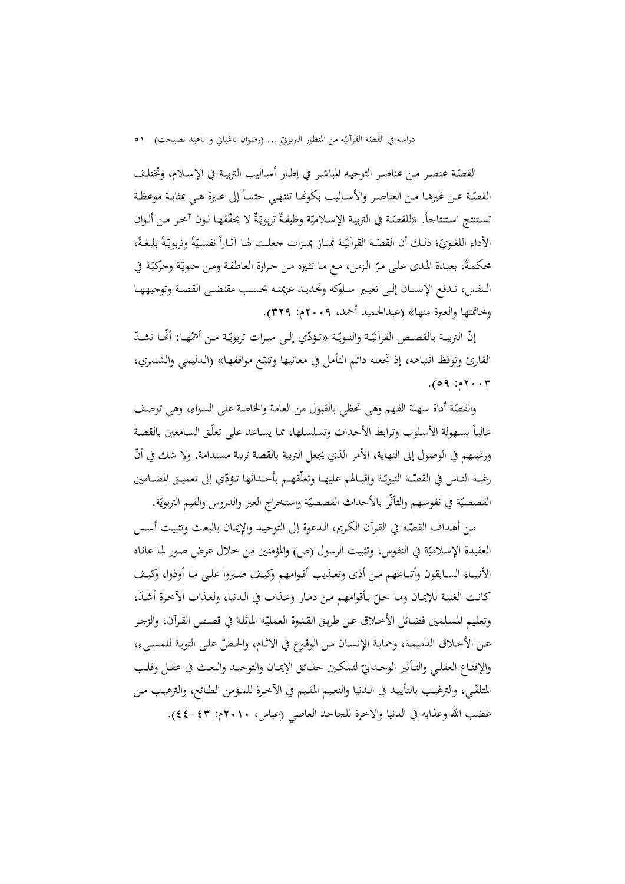القصّة عنصر من عناصر التوجيه المباشر في إطار أساليب التربية في الإسلام، وتختلف القصّة عن غيرها من العناصر والأساليب بكونها تنتهي حتماً إلى عبرة هي بمثابة موعظة تستنتج استنتاجاً. «للقصّة في التربية الإسلاميّة وظيفةٌ تربويّةٌ لا يحقّقها لون آخر من ألوان الأداء اللغويّ؛ ذلك أن القصّة القرآنيّة تمتاز بميزات جعلت لها آثاراً نفسيّةً وتربويّةً بليغةً، محكمةً، بعيدة المدى على مرّ الزمن، مع ما تثيره من حرارة العاطفة ومن حيويّة وحركيّة في النفس، تدفع الإنسان إلى تغيير سلوكه وتجديد عزيمته بحسب مقتضى القصة وتوجيهها وخاتمتها والعبرة منها» (عبدالحميد أحمد، ٢٠٠٩م: ٣٢٩).

إنّ التربية بالقصص القرآنيّة والنبويّة «تؤدّي إلى ميزات تربويّة من أهمّها: أنّها تشدّ القارئ وتوقظ انتباهه، إذ تجعله دائم التأمل في معانيها وتتبّع مواقفها» (الدليمي والشمري، ٢٠٠٣م: ٥٩).

والقصّة أداة سهلة الفهم وهي تحظى بالقبول من العامة والخاصة على السواء، وهي توصف غالباً بسهولة الأسلوب وترابط الأحداث وتسلسلها، مما يساعد على تعلّق السامعين بالقصة ورغبتهم في الوصول إلى النهاية، الأمر الذي يجعل التربية بالقصة تربية مستدامة. ولا شك في أنّ رغبة الناس في القصّة النبويّة وإقبالهم عليها وتعلّقهم بأحداثها تؤدّي إلى تعميق المضامين القصصيّة في نفوسهم والتأثّر بالأحداث القصصيّة واستخراج العبر والدروس والقيم التربويّة.

من أهداف القصّة في القرآن الكريم، الدعوة إلى التوحيد والإيمان بالبعث وتثبيت أسس العقيدة الإسلاميّة في النفوس، وتثبيت الرسول (ص) والمؤمنين من خلال عرض صور لما عاناه الأنبياء السابقون وأتباعهم من أذى وتعذيب أقوامهم وكيف صبروا على ما أوذوا، وكيف كانت الغلبة للإيمان وما حلّ بأقوامهم من دمار وعذاب في الدنيا، ولعذاب الآخرة أشدّ، وتعليم المسلمين فضائل الأخلاق عن طريق القدوة العمليّة الماثلة في قصص القرآن، والزجر عن الأخلاق الذميمة، وحماية الإنسان من الوقوع في الآثام، والحضّ على التوبة للمسيء، والإقناع العقلي والتأثير الوجدانيّ لتمكين حقائق الإيمان والتوحيد والبعث في عقل وقلب المتلقّي، والترغيب بالتأييد في الدنيا والنعيم المقيم في الآخرة للمؤمن الطائع، والترهيب من غضب الله وعذابه في الدنيا والآخرة للجاحد العاصي (عباس، ٢٠١٠م: ٤٣-٤٤).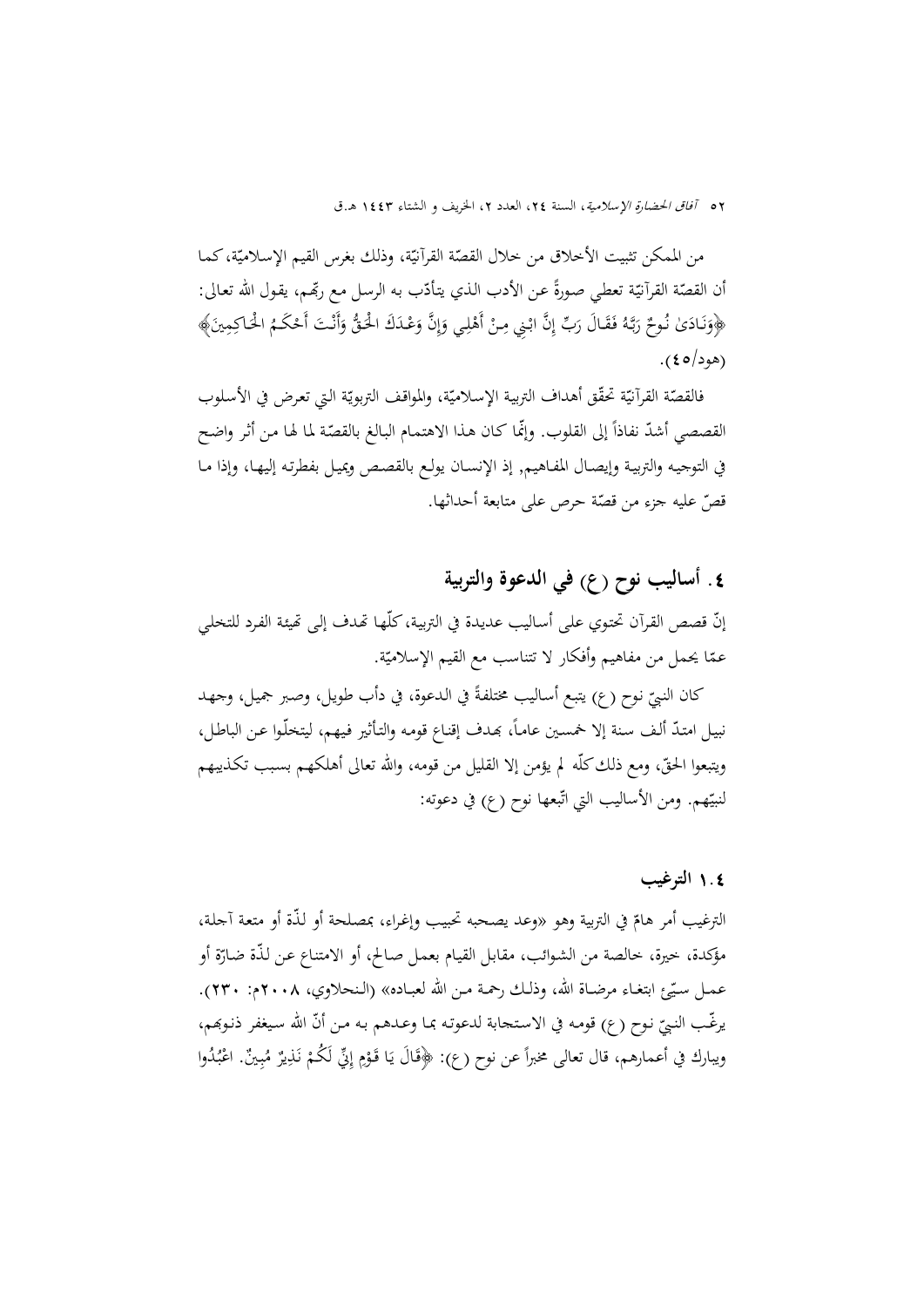من الممكن تثبيت الأخلاق من خلال القصّة القرآنيّة، وذلك بغرس القيم الإسلاميّة، كما أن القصّة القرآنيّة تعطي صورةً عن الأدب الذي يتأدّب به الرسل مع ربّهم، يقول الله تعالى: ﴿وَنَادَىٰ نُوحٌ رَبَّهُ فَقَالَ رَبِّ إِنَّ ابْنِي مِنْ أَهْلِي وَإِنَّ وَعْدَكَ الْحَقُّ وَأَنْتَ أَحْكَمُ الْحَاكِمِينَ﴾ (هود/٤٥).

فالقصّة القرآنيّة تحقّق أهداف التربية الإسلاميّة، والمواقف التربويّة التي تعرض في الأسلوب القصصي أشدّ نفاذاً إلى القلوب. وإنّما كان هذا الاهتمام البالغ بالقصّة لما لها من أثر واضح في التوجيه والتربية وإيصال المفاهيم, إذ الإنسان يولع بالقصص ويميل بفطرته إليها، وإذا ما قصّ عليه جزء من قصّة حرص على متابعة أحداثها.

## ٤. أساليب نوح (ع) في الدعوة والتربية

إنّ قصص القرآن تحتوي على أساليب عديدة في التربية، كلّها تهدف إلى تهيئة الفرد للتخلي عمّا يحمل من مفاهيم وأفكار لا تتناسب مع القيم الإسلاميّة.

كان النبيّ نوح (ع) يتبع أساليب مختلفةً في الدعوة، في دأب طويل، وصبر جميل، وجهد نبيل امتدّ ألف سنة إلا خمسين عاماً، بهدف إقناع قومه والتأثير فيهم، ليتخلّوا عن الباطل، ويتبعوا الحقّ، ومع ذلك كلّه لم يؤمن إلا القليل من قومه، والله تعالى أهلكهم بسبب تكذيبهم لنبيّهم. ومن الأساليب التي اتّبعها نوح (ع) في دعوته:

### ١.٤ الترغيب

الترغيب أمر هامّ في التربية وهو «وعد يصحبه تحبيب وإغراء، بمصلحة أو لذّة أو متعة آجلة، مؤكدة، خيرة، خالصة من الشوائب، مقابل القيام بعمل صالح، أو الامتناع عن لذّة ضارّة أو عمل سيّئ ابتغاء مرضاة الله، وذلك رحمة من الله لعباده» (النحلاوي، ٢٠٠٨م: ٢٣٠). يرغّب النبيّ نوح (ع) قومه في الاستجابة لدعوته بما وعدهم به من أنّ الله سيغفر ذنوبهم، ويبارك في أعمارهم، قال تعالى مخبراً عن نوح (ع): ﴿قَالَ يَا قَوْمِ إِنِّي لَكُمْ نَذِيرٌ مُبِينٌ. اعْبُدُوا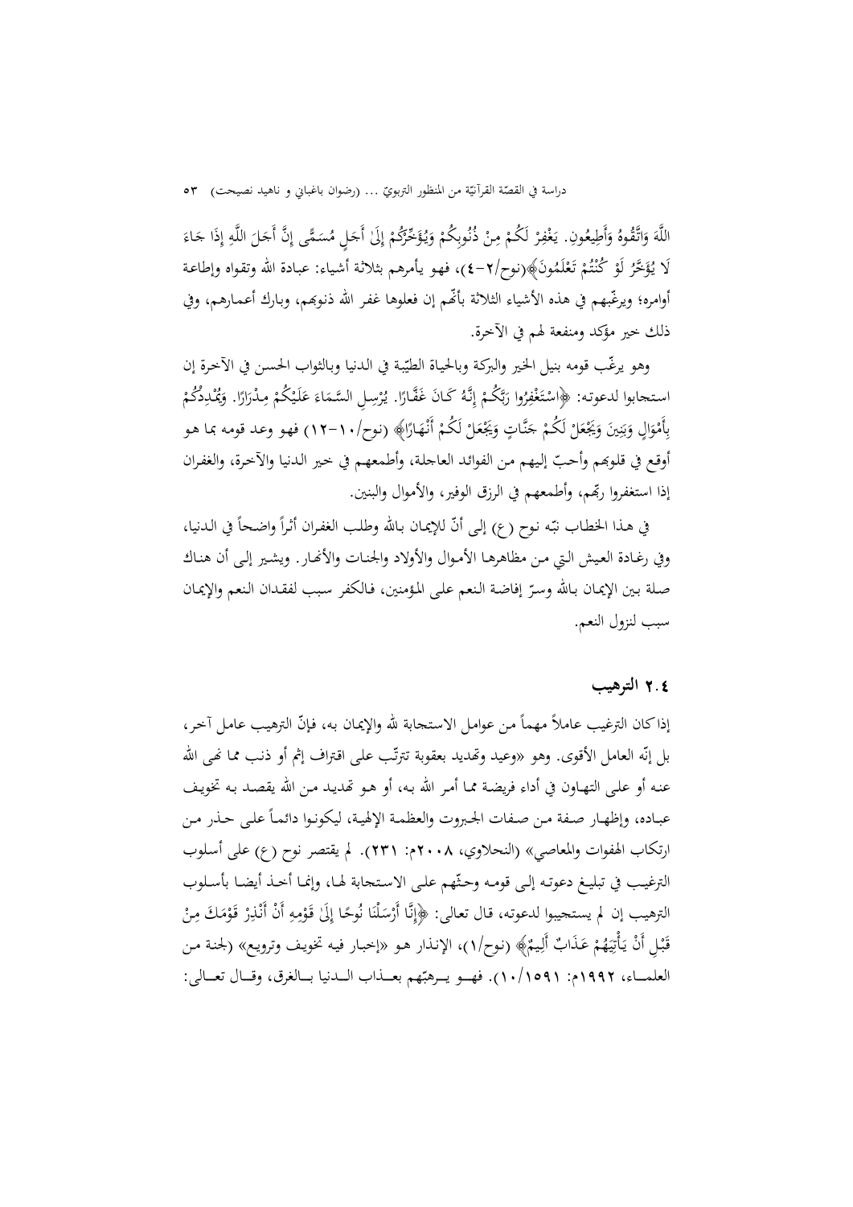اللَّهَ وَاتَّقُوهُ وَأَطِيعُونِ. يَغْفِرْ لَكُمْ مِنْ ذُنُوبِكُمْ وَيُؤَخِّرْكُمْ إِلَىٰ أَجَلٍ مُسَمًّى إِنَّ أَجَلَ اللَّهِ إِذَا جَاءَ لَا يُؤَخَّرُ لَوْ كُنْتُمْ تَعْلَمُونَ﴾(نوح/٢-٤)، فهو يأمرهم بثلاثة أشياء: عبادة الله وتقواه وإطاعة أوامره؛ ويرغّبهم في هذه الأشياء الثلاثة بأنّهم إن فعلوها غفر الله ذنوبهم، وبارك أعمارهم، وفي ذلك خير مؤكد ومنفعة لهم في الآخرة.

وهو يرغّب قومه بنيل الخير والبركة وبالحياة الطيّبة في الدنيا وبالثواب الحسن في الآخرة إن استجابوا لدعوته: ﴿اسْتَغْفِرُوا رَبَّكُمْ إِنَّهُ كَانَ غَفَّارًا. يُرْسِلِ السَّمَاءَ عَلَيْكُمْ مِدْرَارًا. وَيُمْدِدْكُمْ بِأَمْوَالٍ وَبَنِينَ وَيَجْعَلْ لَكُمْ جَنَّاتٍ وَيَجْعَلْ لَكُمْ أَنْهَارًا﴾ (نوح/١٠-١٢) فهو وعد قومه بما هو أوقع في قلوبهم وأحبّ إليهم من الفوائد العاجلة، وأطمعهم في خير الدنيا والآخرة، والغفران إذا استغفروا ربّهم، وأطمعهم في الرزق الوفير، والأموال والبنين.

في هذا الخطاب نبّه نوح (ع) إلى أنّ للإيمان بالله وطلب الغفران أثراً واضحاً في الدنيا، وفي رغادة العيش التي من مظاهرها الأموال والأولاد والجنات والأنهار. ويشير إلى أن هناك صلة بين الإيمان بالله وسرّ إفاضة النعم على المؤمنين، فالكفر سبب لفقدان النعم والإيمان سبب لنزول النعم.

## ٢.٤ الترهيب

إذا كان الترغيب عاملاً مهماً من عوامل الاستجابة لله والإيمان به، فإنّ الترهيب عامل آخر، بل إنّه العامل الأقوى. وهو «وعيد وتهديد بعقوبة تترتّب على اقتراف إثم أو ذنب مما نهى الله عنه أو على التهاون في أداء فريضة مما أمر الله به، أو هو تهديد من الله يقصد به تخويف عباده، وإظهار صفة من صفات الجبروت والعظمة الإلهية، ليكونوا دائماً على حذر من ارتكاب الهفوات والمعاصي» (النحلاوي، ٢٠٠٨م: ٢٣١). لم يقتصر نوح (ع) على أسلوب الترغيب في تبليغ دعوته إلى قومه وحثّهم على الاستجابة لها، وإنما أخذ أيضا بأسلوب الترهيب إن لم يستجيبوا لدعوته، قال تعالى: ﴿إِنَّا أَرْسَلْنَا نُوحًا إِلَىٰ قَوْمِهِ أَنْ أَنْذِرْ قَوْمَكَ مِنْ قَبْلِ أَنْ يَأْتِيَهُمْ عَذَابٌ أَلِيمٌ﴾ (نوح/١)، الإنذار هو «إخبار فيه تخويف وترويع» (لجنة من العلماء، ١٩٩٢م: ١٠/١٥٩١). فهو يرهبّهم بعذاب الدنيا بالغرق، وقال تعالى: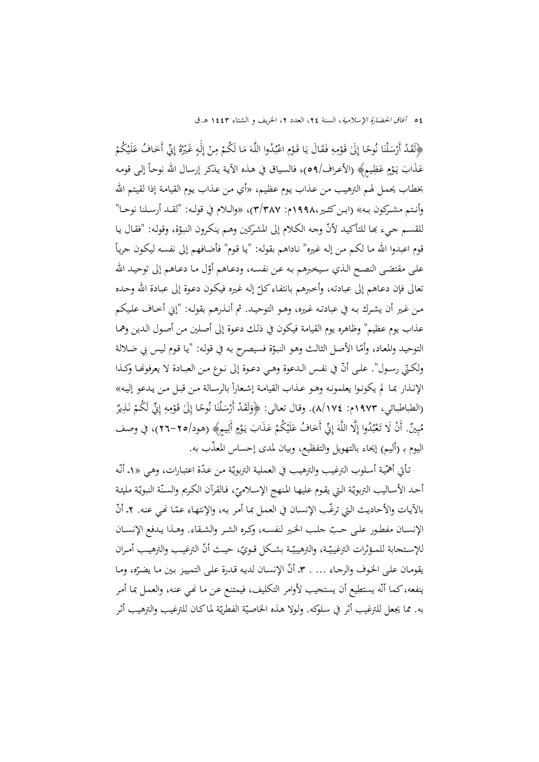﴿لَقَدْ أَرْسَلْنَا نُوحًا إِلَىٰ قَوْمِهِ فَقَالَ يَا قَوْمِ اعْبُدُوا اللَّهَ مَا لَكُمْ مِنْ إِلَٰهٍ غَيْرُهُ إِنِّي أَخَافُ عَلَيْكُمْ عَذَابَ يَوْمٍ عَظِيمٍ﴾ (الأعراف/٥٩)، فالسياق في هذه الآية يذكر إرسال الله نوحاً إلى قومه بخطاب يحمل لهم الترهيب من عذاب يوم عظيم، «أي من عذاب يوم القيامة إذا لقيتم الله وأنتم مشركون به» (ابن كثير، ١٩٩٨م: ٣/٣٨٧)، «واللام في قوله: "لقد أرسلنا نوحا" للقسم جيء بها للتأكيد لأنّ وجه الكلام إلى المشركين وهم ينكرون النبوّة، وقوله: "فقال يا قوم اعبدوا الله ما لكم من إله غيره" ناداهم بقوله: "يا قوم" فأضافهم إلى نفسه ليكون جرياً على مقتضى النصح الذي سيخبرهم به عن نفسه، ودعاهم أوّل ما دعاهم إلى توحيد الله تعالى فإن دعاهم إلى عبادته، وأخبرهم بانتفاء كلّ إله غيره فيكون دعوة إلى عبادة الله وحده من غير أن يشرك به في عبادته غيره، وهو التوحيد. ثم أنذرهم بقوله: "إني أخاف عليكم عذاب يوم عظيم" وظاهره يوم القيامة فيكون في ذلك دعوة إلى أصلين من أصول الدين وهما التوحيد والمعاد، وأمّا الأصل الثالث وهو النبوّة فسيصرح به في قوله: "يا قوم ليس بي ضلالة ولكنّي رسول". على أنّ في نفس الدعوة وهي دعوة إلى نوع من العبادة لا يعرفونها وكذا الإنذار بما لم يكونوا يعلمونه وهو عذاب القيامة إشعاراً بالرسالة من قبل من يدعو إليه» (الطباطبائي، ١٩٧٣م: ٨/١٧٤). وقال تعالى: ﴿وَلَقَدْ أَرْسَلْنَا نُوحًا إِلَىٰ قَوْمِهِ إِنِّي لَكُمْ نَذِيرٌ مُبِينٌ. أَنْ لَا تَعْبُدُوا إِلَّا اللَّهَ إِنِّي أَخَافُ عَلَيْكُمْ عَذَابَ يَوْمٍ أَلِيمٍ﴾ (هود/٢٥-٢٦)، في وصف اليوم بـ (أليم) إيحاء بالتهويل والتفظيع، وبيان لمدى إحساس المعذّب به.

تأتي أهمّية أسلوب الترغيب والترهيب في العملية التربويّة من عدّة اعتبارات، وهي «١. أنّه أحد الأساليب التربويّة التي يقوم عليها المنهج الإسلاميّ، فالقرآن الكريم والسنّة النبويّة مليئة بالآيات والأحاديث التي ترغّب الإنسان في العمل بما أمر به، والإنتهاء عمّا نهي عنه. ٢. أنّ الإنسان مفطور على حبّ جلب الخير لنفسه، وكره الشر والشقاء. وهذا يدفع الإنسان للإستجابة للمؤثرات الترغيبيّة، والترهيبيّة بشكل قويّ، حيث أنّ الترغيب والترهيب أمران يقومان على الخوف والرجاء ... . ٣. أنّ الإنسان لديه قدرة على التمييز بين ما يضرّه، وما ينفعه، كما أنّه يستطيع أن يستجيب لأوامر التكليف، فيمتنع عن ما نهي عنه، والعمل بما أمر به. مما يجعل للترغيب أثر في سلوكه. ولولا هذه الخاصيّة الفطريّة لما كان للترغيب والترهيب أثر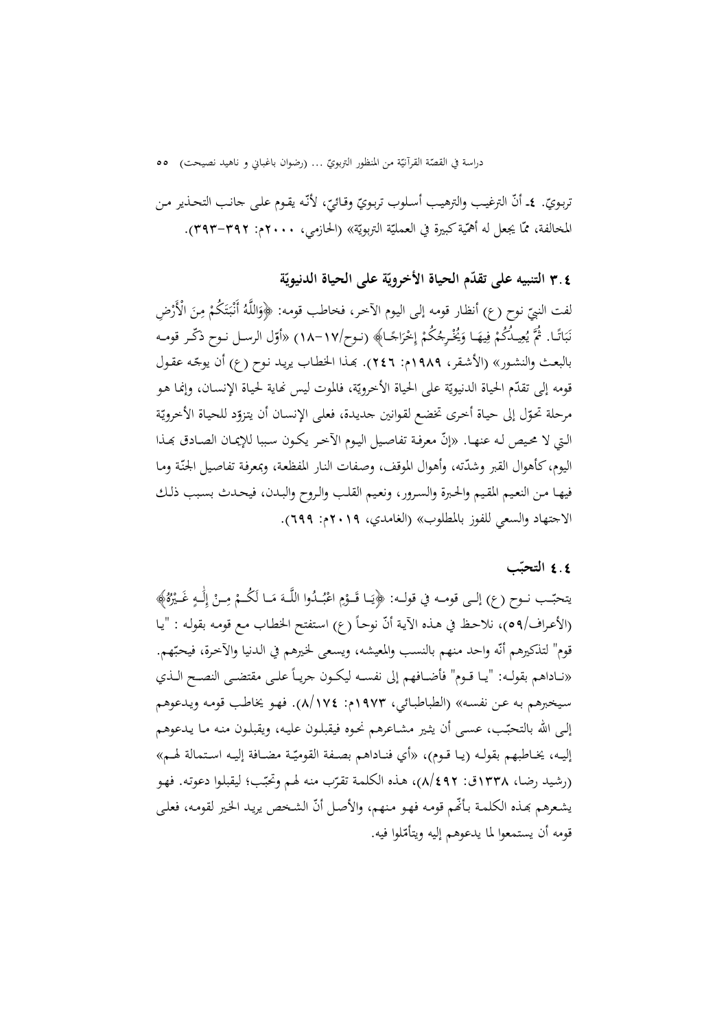تربويّ. ٤ـ أنّ الترغيب والترهيب أسلوب تربويّ وقائيّ، لأنّه يقوم على جانب التحذير من المخالفة، ممّا يجعل له أهمّية كبيرة في العمليّة التربويّة» (الحازمي، ٢٠٠٠م: ٣٩٢-٣٩٣).

### ٣.٤ التنبيه على تقدّم الحياة الأخرويّة على الحياة الدنيويّة

لفت النبيّ نوح (ع) أنظار قومه إلى اليوم الآخر، فخاطب قومه: ﴿وَاللَّهُ أَنْبَتَكُمْ مِنَ الْأَرْضِ نَبَاتًا. ثُمَّ يُعِيدُكُمْ فِيهَا وَيُخْرِجُكُمْ إِخْرَاجًا﴾ (نوح/١٧-١٨) «أوّل الرسل نوح ذكّر قومه بالبعث والنشور» (الأشقر، ١٩٨٩م: ٢٤٦). بهذا الخطاب يريد نوح (ع) أن يوجّه عقول قومه إلى تقدّم الحياة الدنيويّة على الحياة الأخرويّة، فالموت ليس نهاية لحياة الإنسان، وإنما هو مرحلة تحوّل إلى حياة أخرى تخضع لقوانين جديدة، فعلى الإنسان أن يتزوّد للحياة الأخرويّة التي لا محيص له عنها. «إنّ معرفة تفاصيل اليوم الآخر يكون سببا للإيمان الصادق بهذا اليوم، كأهوال القبر وشدّته، وأهوال الموقف، وصفات النار المفظعة، وبمعرفة تفاصيل الجنّة وما فيها من النعيم المقيم والحبرة والسرور، ونعيم القلب والروح والبدن، فيحدث بسبب ذلك الاجتهاد والسعي للفوز بالمطلوب» (الغامدي، ٢٠١٩م: ٦٩٩).

### ٤.٤ التحبّب

يتحبّب نوح (ع) إلى قومه في قوله: ﴿يَا قَوْمِ اعْبُدُوا اللَّهَ مَا لَكُمْ مِنْ إِلَٰهٍ غَيْرُهُ﴾ (الأعراف/٥٩)، نلاحظ في هذه الآية أنّ نوحاً (ع) استفتح الخطاب مع قومه بقوله : "يا قوم" لتذكيرهم أنّه واحد منهم بالنسب والمعيشه، ويسعى لخيرهم في الدنيا والآخرة، فيحبّهم. «ناداهم بقوله: "يا قوم" فأضافهم إلى نفسه ليكون جرياً على مقتضى النصح الذي سيخبرهم به عن نفسه» (الطباطبائي، ١٩٧٣م: ٨/١٧٤). فهو يخاطب قومه ويدعوهم إلى الله بالتحبّب، عسى أن يثير مشاعرهم نحوه فيقبلون عليه، ويقبلون منه ما يدعوهم إليه، يخاطبهم بقوله (يا قوم)، «أي فناداهم بصفة القوميّة مضافة إليه استمالة لهم» (رشيد رضا، ١٣٣٨ق: ٨/٤٩٢)، هذه الكلمة تقرّب منه لهم وتحبّب؛ ليقبلوا دعوته. فهو يشعرهم بهذه الكلمة بأنّهم قومه فهو منهم، والأصل أنّ الشخص يريد الخير لقومه، فعلى قومه أن يستمعوا لما يدعوهم إليه ويتأمّلوا فيه.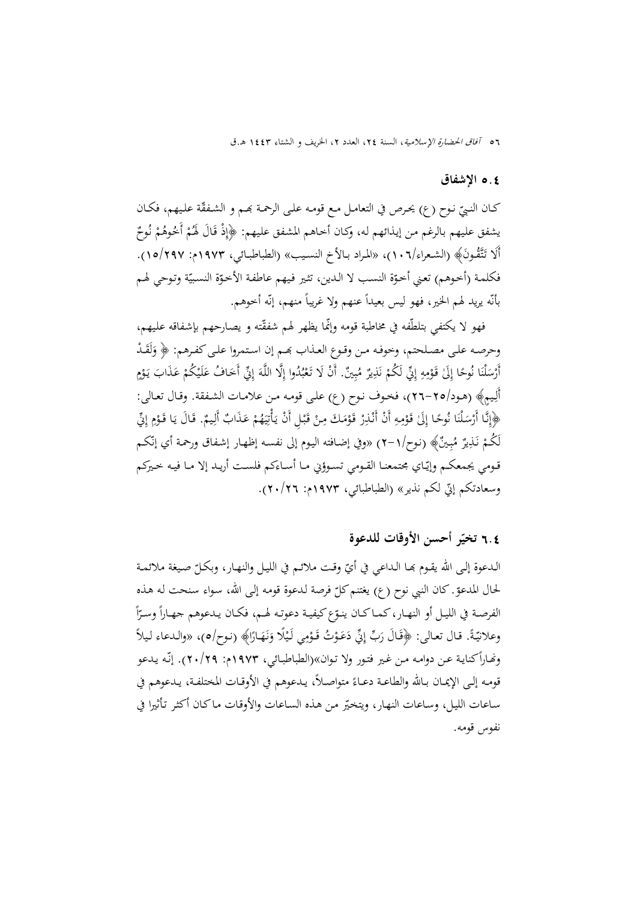### ٥.٤ الإشفاق

كان النبيّ نوح (ع) يحرص في التعامل مع قومه على الرحمة بهم و الشفقّة عليهم، فكان يشفق عليهم بالرغم من إيذائهم له، وكان أخاهم المشفق عليهم: ﴿إِذْ قَالَ لَهُمْ أَخُوهُمْ نُوحٌ أَلَا تَتَّقُونَ﴾ (الشعراء/١٠٦)، «المراد بالأخ النسيب» (الطباطبائي، ١٩٧٣م: ١٥/٢٩٧). فكلمة (أخوهم) تعني أخوّة النسب لا الدين، تثير فيهم عاطفة الأخوّة النسبيّة وتوحي لهم بأنّه يريد لهم الخير، فهو ليس بعيداً عنهم ولا غريباً منهم، إنّه أخوهم.

فهو لا يكتفي بتلطّفه في مخاطبة قومه وإنّما يظهر لهم شفقّته و يصارحهم بإشفاقه عليهم، وحرصه على مصلحتم، وخوفه من وقوع العذاب بهم إن استمروا على كفرهم: ﴿ وَلَقَدْ أَرْسَلْنَا نُوحًا إِلَىٰ قَوْمِهِ إِنِّي لَكُمْ نَذِيرٌ مُبِينٌ. أَنْ لَا تَعْبُدُوا إِلَّا اللَّهَ إِنِّي أَخَافُ عَلَيْكُمْ عَذَابَ يَوْمٍ أَلِيمٍ﴾ (هود/٢٥-٢٦)، فخوف نوح (ع) على قومه من علامات الشفقة. وقال تعالى: ﴿إِنَّا أَرْسَلْنَا نُوحًا إِلَىٰ قَوْمِهِ أَنْ أَنْذِرْ قَوْمَكَ مِنْ قَبْلِ أَنْ يَأْتِيَهُمْ عَذَابٌ أَلِيمٌ. قَالَ يَا قَوْمِ إِنِّي لَكُمْ نَذِيرٌ مُبِينٌ﴾ (نوح/١-٢) «وفي إضافته اليوم إلى نفسه إظهار إشفاق ورحمة أي إنّكم قومي يجمعكم وإيّاي مجتمعنا القومي تسوؤني ما أساءكم فلست أريد إلا ما فيه خيركم وسعادتكم إنّي لكم نذير» (الطباطبائي، ١٩٧٣م: ٢٠/٢٦).

### ٦.٤ تخيّر أحسن الأوقات للدعوة

الدعوة إلى الله يقوم بها الداعي في أيّ وقت ملائم في الليل والنهار، وبكلّ صيغة ملائمة لحال المدعوّ. كان النبي نوح (ع) يغتنم كلّ فرصة لدعوة قومه إلى الله، سواء سنحت له هذه الفرصة في الليل أو النهار، كما كان ينوّع كيفية دعوته لهم، فكان يدعوهم جهاراً وسرّاً وعلانيّةً. قال تعالى: ﴿قَالَ رَبِّ إِنِّي دَعَوْتُ قَوْمِي لَيْلًا وَنَهَارًا﴾ (نوح/٥)، «والدعاء ليلاً ونهاراً كناية عن دوامه من غير فتور ولا توان»(الطباطبائي، ١٩٧٣م: ٢٠/٢٩). إنّه يدعو قومه إلى الإيمان بالله والطاعة دعاءً متواصلاً، يدعوهم في الأوقات المختلفة، يدعوهم في ساعات الليل، وساعات النهار، ويتخيّر من هذه الساعات والأوقات ما كان أكثر تأثيرا في نفوس قومه.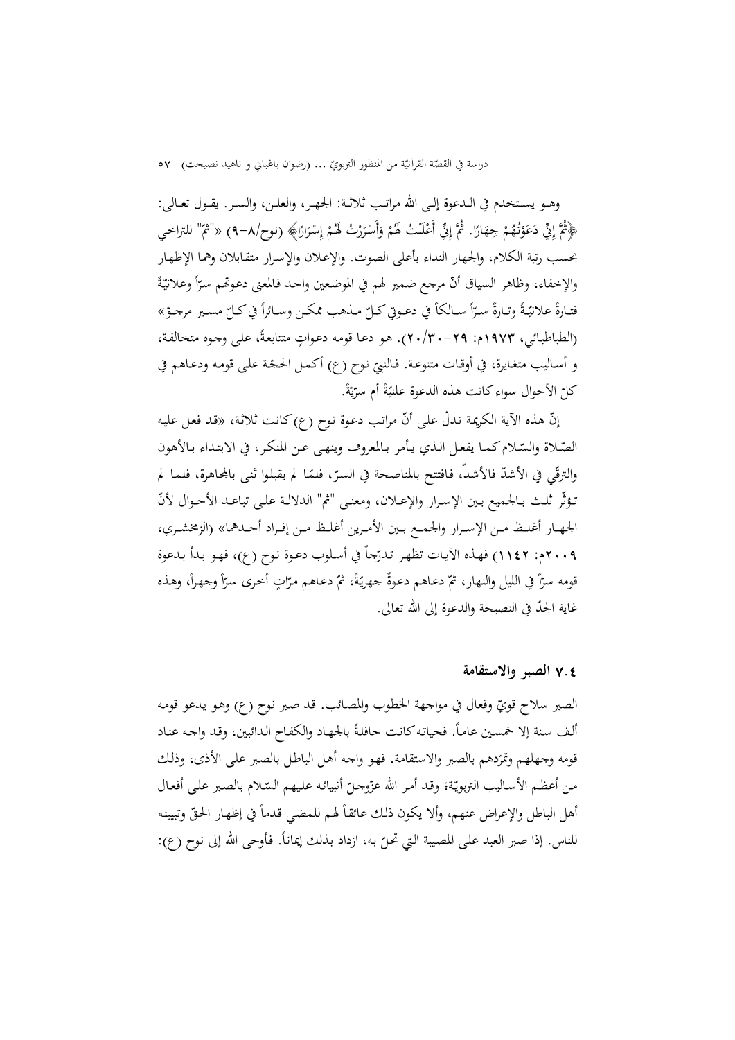وهـو يسـتخدم في الـدعوة إلـى الله مراتـب ثلاثـة: الجهـر، والعلـن، والسـر. يقـول تعـالى: ﴿ثُمَّ إِنِّي دَعَوْتُهُمْ جِهَارًا. ثُمَّ إِنِّي أَعْلَنْتُ لَهُمْ وَأَسْرَرْتُ لَهُمْ إِسْرَارًا﴾ (نوح/٨-٩) «"ثمّ" للتراخي بحسب رتبة الكلام، والجهار النداء بأعلى الصوت. والإعلان والإسرار متقابلان وهما الإظهار والإخفاء، وظاهر السياق أنّ مرجع ضمير لهم في الموضعين واحد فالمعنى دعوتهم سرّاً وعلانيّةً فتـارةً علانيّـةً وتـارةً سـرّاً سـالكاً في دعـوتي كـلّ مـذهب ممكـن وسـائراً في كـلّ مسير مرجـوّ» (الطباطبائي، ١٩٧٣م: ٢٩-٣٠/٢٠). هو دعا قومه دعواتٍ متتابعةً، على وجوه متخالفة، و أساليب متغايرة، في أوقات متنوعة. فالنبيّ نوح (ع) أكمل الحجّة على قومه ودعاهم في كلّ الأحوال سواء كانت هذه الدعوة علنيّةً أم سرّيّةً.

إنّ هذه الآية الكريمة تدلّ على أنّ مراتب دعوة نوح (ع) كانت ثلاثة، «قد فعل عليه الصّلاة والسّلام كما يفعل الذي يأمر بالمعروف وينهى عن المنكر، في الابتداء بالأهون والترقّي في الأشدّ فالأشدّ، فافتتح بالمناصحة في السرّ، فلمّا لم يقبلوا ثنى بالمجاهرة، فلما لم تـؤثّر ثلث بـالجميع بـين الإسـرار والإعـلان، ومعنـى "ثم" الدلالة على تباعد الأحـوال لأنّ الجهـار أغلـظ مـن الإسـرار والجمـع بـين الأمـرين أغلـظ مـن إفـراد أحـدهما» (الزمخشري، ٢٠٠٩م: ١١٤٢) فهذه الآيات تظهر تـدرّجاً في أسلوب دعوة نوح (ع)، فهو بدأ بدعوة قومه سرّاً في الليل والنهار، ثمّ دعاهم دعوةً جهريّةً، ثمّ دعاهم مرّاتٍ أخرى سرّاً وجهراً، وهذه غاية الجدّ في النصيحة والدعوة إلى الله تعالى.

### ٧.٤ الصبر والاستقامة

الصبر سلاح قويّ وفعال في مواجهة الخطوب والمصائب. قد صبر نوح (ع) وهو يدعو قومه ألف سنة إلا خمسين عاماً. فحياته كانت حافلةً بالجهاد والكفاح الدائبين، وقد واجه عناد قومه وجهلهم وتمرّدهم بالصبر والاستقامة. فهو واجه أهل الباطل بالصبر على الأذى، وذلك من أعظم الأساليب التربويّة؛ وقد أمر الله عزّوجلّ أنبيائه عليهم السّلام بالصبر على أفعال أهل الباطل والإعراض عنهم، وألا يكون ذلك عائقاً لهم للمضي قدماً في إظهار الحقّ وتبيينه للناس. إذا صبر العبد على المصيبة التي تحلّ به، ازداد بذلك إيماناً. فأوحى الله إلى نوح (ع):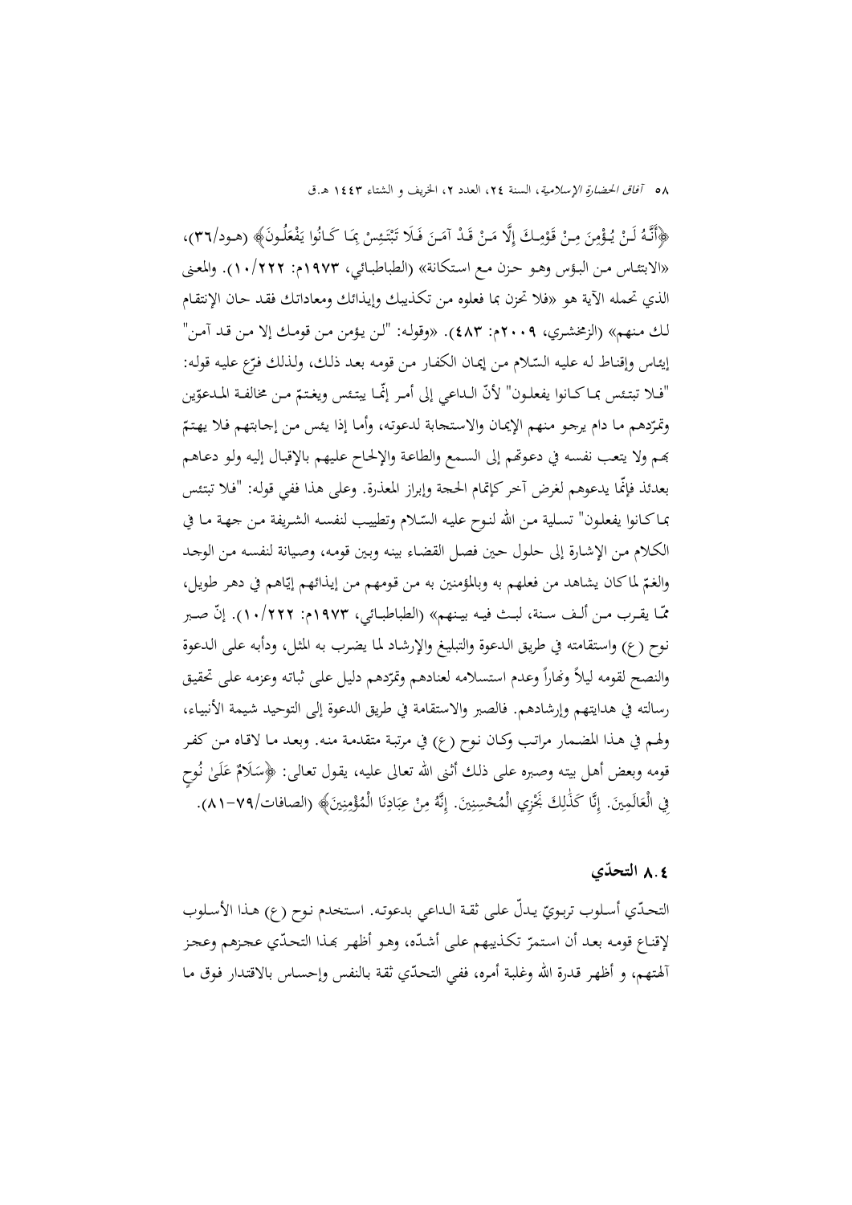﴿أَنَّهُ لَنْ يُؤْمِنَ مِنْ قَوْمِكَ إِلَّا مَنْ قَدْ آمَنَ فَلَا تَبْتَئِسْ بِمَا كَانُوا يَفْعَلُونَ﴾ (هود/٣٦)، «الابتئاس من البؤس وهو حزن مع استكانة» (الطباطبائي، ١٩٧٣م: ١٠/٢٢٢). والمعنى الذي تحمله الآية هو «فلا تحزن بما فعلوه من تكذيبك وإيذائك ومعاداتك فقد حان الإنتقام لك منهم» (الزمخشري، ٢٠٠٩م: ٤٨٣). «وقوله: "لن يؤمن من قومك إلا من قد آمن" إيئاس وإقناط له عليه السّلام من إيمان الكفار من قومه بعد ذلك، ولذلك فرّع عليه قوله: "فلا تبتئس بما كانوا يفعلون" لأنّ الداعي إلى أمر إنّما يبتئس ويغتمّ من مخالفة المدعوّين وتمرّدهم ما دام يرجو منهم الإيمان والاستجابة لدعوته، وأما إذا يئس من إجابتهم فلا يهتمّ بهم ولا يتعب نفسه في دعوتهم إلى السمع والطاعة والإلحاح عليهم بالإقبال إليه ولو دعاهم بعدئذ فإنّما يدعوهم لغرض آخر كإتمام الحجة وإبراز المعذرة. وعلى هذا ففي قوله: "فلا تبتئس بما كانوا يفعلون" تسلية من الله لنوح عليه السّلام وتطييب لنفسه الشريفة من جهة ما في الكلام من الإشارة إلى حلول حين فصل القضاء بينه وبين قومه، وصيانة لنفسه من الوجد والغمّ لما كان يشاهد من فعلهم به وبالمؤمنين به من قومهم من إيذائهم إيّاهم في دهر طويل، ممّا يقرب من ألف سنة، لبث فيه بينهم» (الطباطبائي، ١٩٧٣م: ١٠/٢٢٢). إنّ صبر نوح (ع) واستقامته في طريق الدعوة والتبليغ والإرشاد لما يضرب به المثل، ودأبه على الدعوة والنصح لقومه ليلاً ونهاراً وعدم استسلامه لعنادهم وتمرّدهم دليل على ثباته وعزمه على تحقيق رسالته في هدايتهم وإرشادهم. فالصبر والاستقامة في طريق الدعوة إلى التوحيد شيمة الأنبياء، ولهم في هذا المضمار مراتب وكان نوح (ع) في مرتبة متقدمة منه. وبعد ما لاقاه من كفر قومه وبعض أهل بيته وصبره على ذلك أثنى الله تعالى عليه، يقول تعالى: ﴿سَلَامٌ عَلَىٰ نُوحٍ فِي الْعَالَمِينَ. إِنَّا كَذَٰلِكَ نَجْزِي الْمُحْسِنِينَ. إِنَّهُ مِنْ عِبَادِنَا الْمُؤْمِنِينَ﴾ (الصافات/٧٩-٨١).

### ٤.٨ التحدّي

التحدّي أسلوب تربويّ يدلّ على ثقة الداعي بدعوته. استخدم نوح (ع) هذا الأسلوب لإقناع قومه بعد أن استمرّ تكذيبهم على أشدّه، وهو أظهر بهذا التحدّي عجزهم وعجز آلهتهم، و أظهر قدرة الله وغلبة أمره، ففي التحدّي ثقة بالنفس وإحساس بالاقتدار فوق ما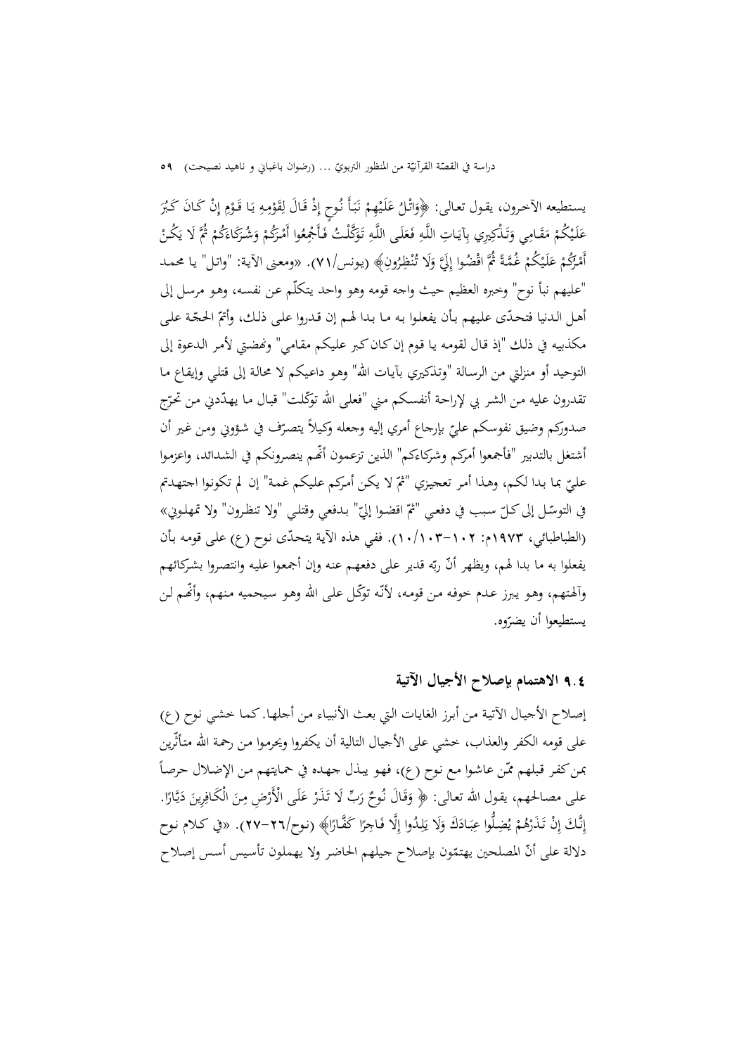يستطيعه الآخرون، يقول تعالى: ﴿وَاتْلُ عَلَيْهِمْ نَبَأَ نُوحٍ إِذْ قَالَ لِقَوْمِهِ يَا قَوْمِ إِنْ كَانَ كَبُرَ عَلَيْكُمْ مَقَامِي وَتَذْكِيرِي بِآيَاتِ اللَّهِ فَعَلَى اللَّهِ تَوَكَّلْتُ فَأَجْمِعُوا أَمْرَكُمْ وَشُرَكَاءَكُمْ ثُمَّ لَا يَكُنْ أَمْرُكُمْ عَلَيْكُمْ غُمَّةً ثُمَّ اقْضُوا إِلَيَّ وَلَا تُنْظِرُونِ﴾ (يونس/٧١). «ومعنى الآية: "واتل" يا محمد "عليهم نبأ نوح" وخبره العظيم حيث واجه قومه وهو واحد يتكلّم عن نفسه، وهو مرسل إلى أهل الدنيا فتحدّى عليهم بأن يفعلوا به ما بدا لهم إن قدروا على ذلك، وأتمّ الحجّة على مكذبيه في ذلك "إذ قال لقومه يا قوم إن كان كبر عليكم مقامي" ونهضتي لأمر الدعوة إلى التوحيد أو منزلتي من الرسالة "وتذكيري بآيات الله" وهو داعيكم لا محالة إلى قتلي وإيقاع ما تقدرون عليه من الشر بي لإراحة أنفسكم مني "فعلى الله توكّلت" قبال ما يهدّدني من تحرّج صدوركم وضيق نفوسكم عليّ بإرجاع أمري إليه وجعله وكيلاً يتصرّف في شؤوني ومن غير أن أشتغل بالتدبير "فأجمعوا أمركم وشركاءكم" الذين تزعمون أنّهم ينصرونكم في الشدائد، واعزموا عليّ بما بدا لكم، وهذا أمر تعجيزي "ثمّ لا يكن أمركم عليكم غمة" إن لم تكونوا اجتهدتم في التوسّل إلى كلّ سبب في دفعي "ثمّ اقضوا إليّ" بدفعي وقتلي "ولا تنظرون" ولا تمهلوني» (الطباطبائي، ١٩٧٣م: ١٠٢-١٠/١٠٣). ففي هذه الآية يتحدّى نوح (ع) على قومه بأن يفعلوا به ما بدا لهم، ويظهر أنّ ربّه قدير على دفعهم عنه وإن أجمعوا عليه وانتصروا بشركائهم وآلهتهم، وهو يبرز عدم خوفه من قومه، لأنّه توكّل على الله وهو سيحميه منهم، وأنّهم لن يستطيعوا أن يضرّوه.

### ٩.٤ الاهتمام بإصلاح الأجيال الآتية

إصلاح الأجيال الآتية من أبرز الغايات التي بعث الأنبياء من أجلها. كما خشي نوح (ع) على قومه الكفر والعذاب، خشي على الأجيال التالية أن يكفروا ويحرموا من رحمة الله متأثّرين بمن كفر قبلهم ممّن عاشوا مع نوح (ع)، فهو يبذل جهده في حمايتهم من الإضلال حرصاً على مصالحهم، يقول الله تعالى: ﴿ وَقَالَ نُوحٌ رَبِّ لَا تَذَرْ عَلَى الْأَرْضِ مِنَ الْكَافِرِينَ دَيَّارًا. إِنَّكَ إِنْ تَذَرْهُمْ يُضِلُّوا عِبَادَكَ وَلَا يَلِدُوا إِلَّا فَاجِرًا كَفَّارًا﴾ (نوح/٢٦-٢٧). «في كلام نوح دلالة على أنّ المصلحين يهتمّون بإصلاح جيلهم الحاضر ولا يهملون تأسيس أسس إصلاح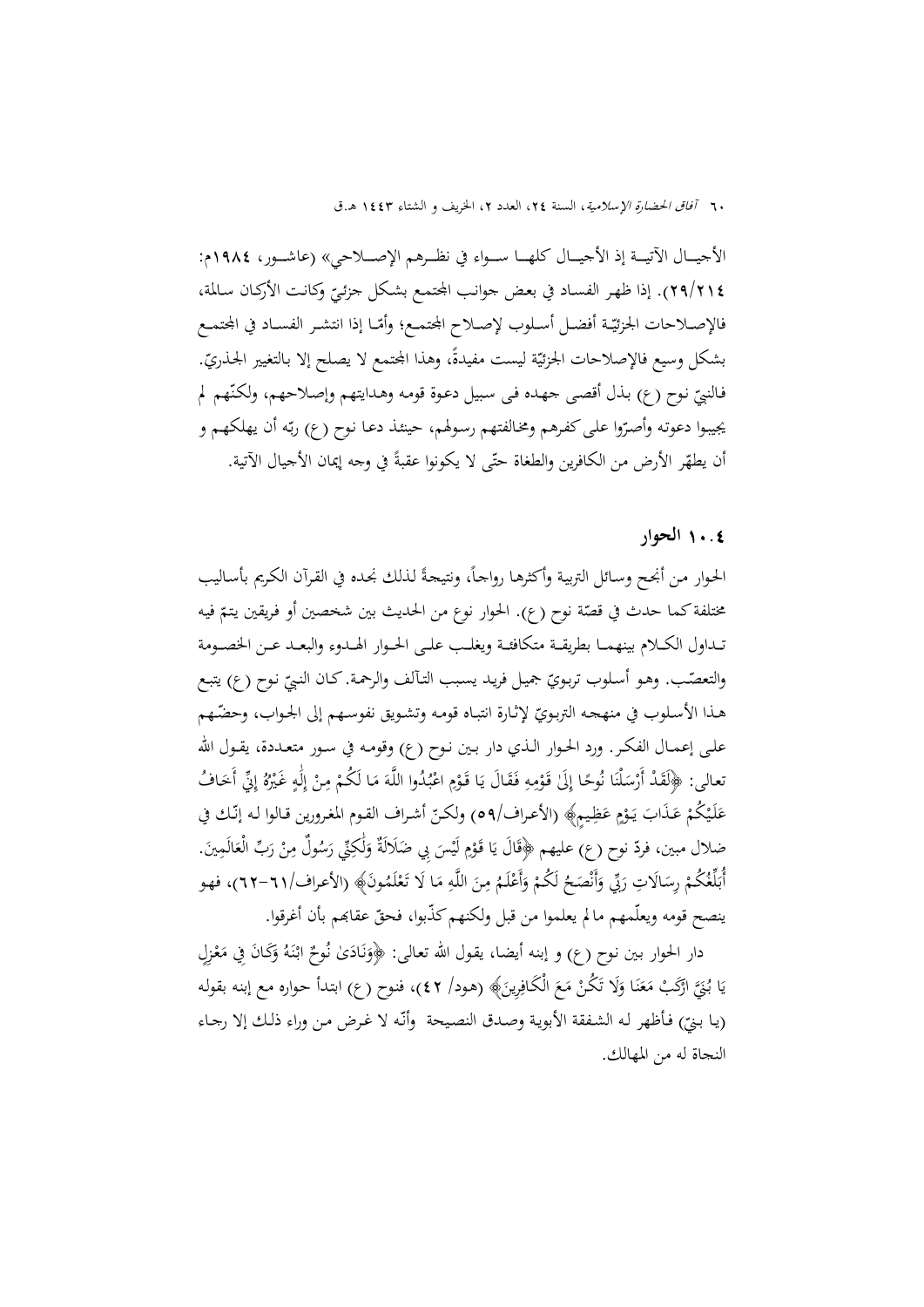الأجيـال الآتيـة إذ الأجيـال كلهـا سـواء في نظـرهم الإصـلاحي» (عاشـور، ١٩٨٤م: ٢٩/٢١٤). إذا ظهر الفساد في بعض جوانب المجتمع بشكل جزئيّ وكانت الأركان سالمة، فالإصـلاحات الجزئيّة أفضـل أسـلوب لإصـلاح المجتمـع؛ وأمّـا إذا انتشـر الفسـاد في المجتمـع بشكل وسيع فالإصلاحات الجزئيّة ليست مفيدةً، وهذا المجتمع لا يصلح إلا بالتغيير الجذريّ. فالنبيّ نوح (ع) بذل أقصى جهده فى سبيل دعوة قومه وهدايتهم وإصلاحهم، ولكنّهم لم يجيبوا دعوته وأصرّوا على كفرهم ومخالفتهم رسولهم، حينئذ دعا نوح (ع) ربّه أن يهلكهم و أن يطهّر الأرض من الكافرين والطغاة حتّى لا يكونوا عقبةً في وجه إيمان الأجيال الآتية.

## ١٠.٤ الحوار

الحوار من أنجح وسائل التربية وأكثرها رواجاً، ونتيجةً لذلك نجده في القرآن الكريم بأساليب مختلفة كما حدث في قصّة نوح (ع). الحوار نوع من الحديث بين شخصين أو فريقين يتمّ فيه تـداول الكـلام بينهمـا بطريقـة متكافئـة ويغلـب علـى الحـوار الهـدوء والبعـد عـن الخصـومة والتعصّب. وهو أسلوب تربويّ جميل فريد يسبب التآلف والرحمة. كان النبيّ نوح (ع) يتبع هـذا الأسـلوب في منهجـه التربـويّ لإثـارة انتبـاه قومـه وتشـويق نفوسـهم إلى الجـواب، وحضّـهم على إعمـال الفكـر. ورد الحـوار الـذي دار بـين نـوح (ع) وقومـه في سـور متعـددة، يقـول الله تعالى: ﴿لَقَدْ أَرْسَلْنَا نُوحًا إِلَىٰ قَوْمِهِ فَقَالَ يَا قَوْمِ اعْبُدُوا اللَّهَ مَا لَكُمْ مِنْ إِلَٰهٍ غَيْرُهُ إِنِّي أَخَافُ عَلَيْكُمْ عَذَابَ يَوْمٍ عَظِيمٍ﴾ (الأعراف/٥٩) ولكنّ أشراف القوم المغرورين قالوا له إنّك في ضلال مبين، فردّ نوح (ع) عليهم ﴿قَالَ يَا قَوْمِ لَيْسَ بِي ضَلَالَةٌ وَلَٰكِنِّي رَسُولٌ مِنْ رَبِّ الْعَالَمِينَ. أُبَلِّغُكُمْ رِسَالَاتِ رَبِّي وَأَنْصَحُ لَكُمْ وَأَعْلَمُ مِنَ اللَّهِ مَا لَا تَعْلَمُونَ﴾ (الأعراف/٦١-٦٢)، فهـو ينصح قومه ويعلّمهم ما لم يعلموا من قبل ولكنهم كذّبوا، فحقّ عقابهم بأن أغرقوا.

دار الحوار بين نوح (ع) و إبنه أيضا، يقول الله تعالى: ﴿وَنَادَىٰ نُوحٌ ابْنَهُ وَكَانَ فِي مَعْزِلٍ يَا بُنَيَّ ارْكَبْ مَعَنَا وَلَا تَكُنْ مَعَ الْكَافِرِينَ﴾ (هود/ ٤٢)، فنوح (ع) ابتدأ حواره مع إبنه بقوله (يا بنيّ) فأظهر له الشفقة الأبوية وصدق النصيحة وأنّه لا غرض من وراء ذلك إلا رجاء النجاة له من المهالك.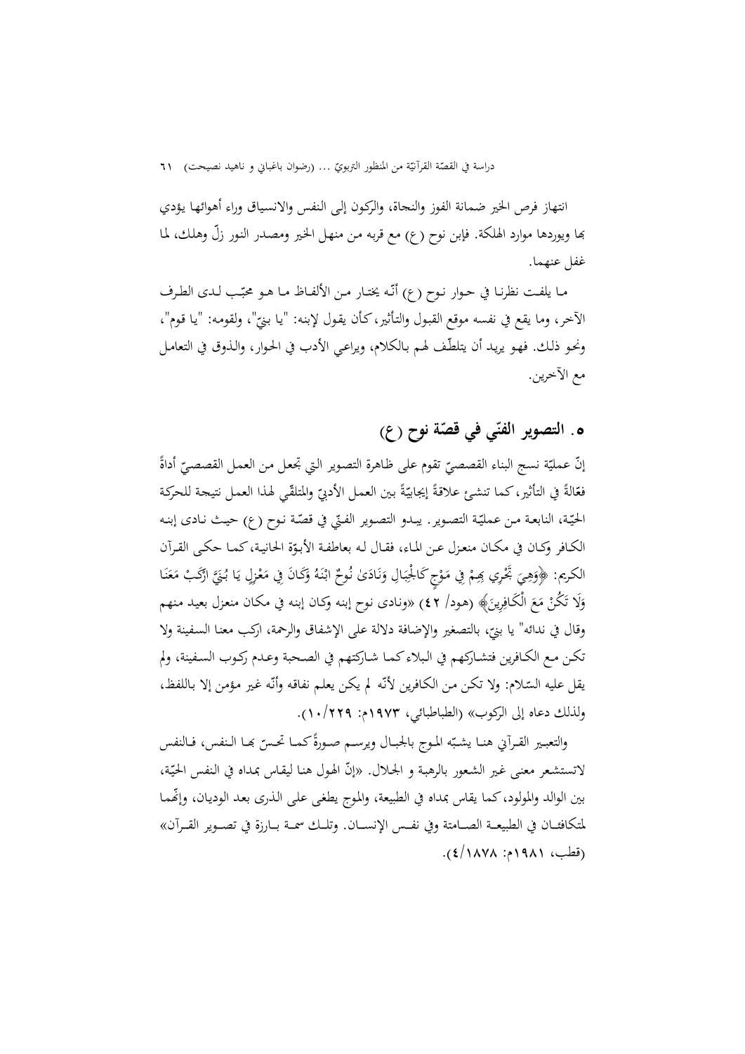انتهاز فرص الخير ضمانة الفوز والنجاة، والركون إلى النفس والانسياق وراء أهوائها يؤدي بها ويوردها موارد الهلكة. فإبن نوح (ع) مع قربه من منهل الخير ومصدر النور زلّ وهلك، لما غفل عنهما.

ما يلفت نظرنا في حوار نوح (ع) أنّه يختار من الألفاظ ما هو محبّب لدى الطرف الآخر، وما يقع في نفسه موقع القبول والتأثير، كأن يقول لإبنه: "يا بنيّ"، ولقومه: "يا قوم"، ونحو ذلك. فهو يريد أن يتلطّف لهم بالكلام، ويراعي الأدب في الحوار، والذوق في التعامل مع الآخرين.

## ٥. التصوير الفنّي في قصّة نوح (ع)

إنّ عمليّة نسج البناء القصصيّ تقوم على ظاهرة التصوير التي تجعل من العمل القصصيّ أداةً فعّالةً في التأثير، كما تنشئ علاقةً إيجابيّةً بين العمل الأدبيّ والمتلقّي لهذا العمل نتيجة للحركة الحيّة، النابعة من عمليّة التصوير. يبدو التصوير الفنّي في قصّة نوح (ع) حيث نادى إبنه الكافر وكان في مكان منعزل عن الماء، فقال له بعاطفة الأبوّة الحانية، كما حكى القرآن الكريم: ﴿وَهِيَ تَجْرِي بِهِمْ فِي مَوْجٍ كَالْجِبَالِ وَنَادَىٰ نُوحٌ ابْنَهُ وَكَانَ فِي مَعْزِلٍ يَا بُنَيَّ ارْكَبْ مَعَنَا وَلَا تَكُنْ مَعَ الْكَافِرِينَ﴾ (هود/ ٤٢) «ونادى نوح إبنه وكان إبنه في مكان منعزل بعيد منهم وقال في ندائه" يا بنيّ، بالتصغير والإضافة دلالة على الإشفاق والرحمة، اركب معنا السفينة ولا تكن مع الكافرين فتشاركهم في البلاء كما شاركتهم في الصحبة وعدم ركوب السفينة، ولم يقل عليه السّلام: ولا تكن من الكافرين لأنّه لم يكن يعلم نفاقه وأنّه غير مؤمن إلا باللفظ، ولذلك دعاه إلى الركوب» (الطباطبائي، ١٩٧٣م: ١٠/٢٢٩).

والتعبير القرآني هنا يشبّه الموج بالجبال ويرسم صورةً كما تحسّ بها النفس، فالنفس لاتستشعر معنى غير الشعور بالرهبة و الجلال. «إنّ الهول هنا ليقاس بمداه في النفس الحيّة، بين الوالد والمولود، كما يقاس بمداه في الطبيعة، والموج يطغى على الذرى بعد الوديان، وإنّهما لمتكافئان في الطبيعة الصامتة وفي نفس الإنسان. وتلك سمة بارزة في تصوير القرآن» (قطب، ١٩٨١م: ٤/١٨٧٨).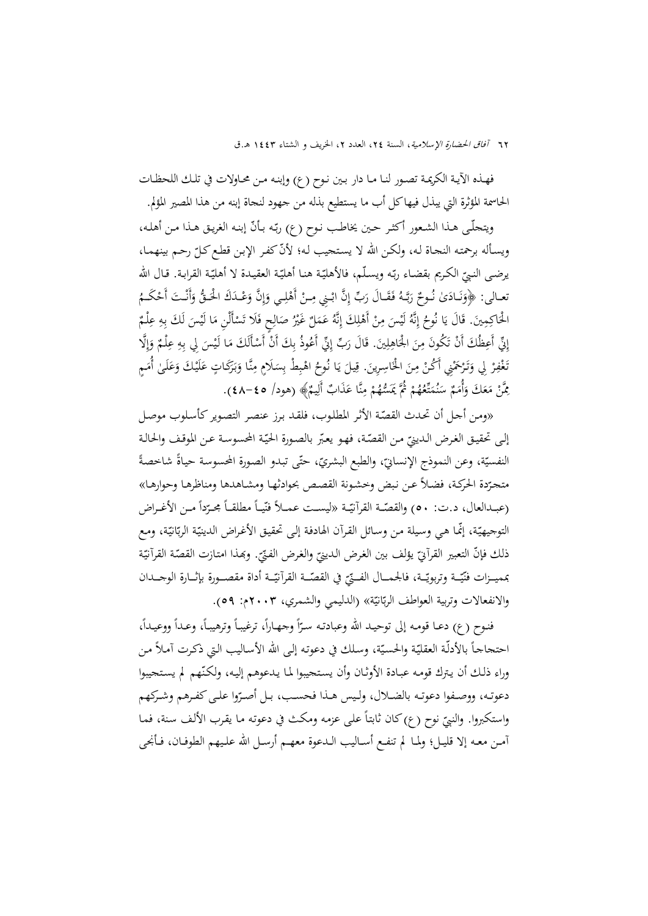فهذه الآية الكريمة تصور لنا ما دار بين نوح (ع) وإبنه من محاولات في تلك اللحظات الحاسمة المؤثرة التي يبذل فيها كل أب ما يستطيع بذله من جهود لنجاة إبنه من هذا المصير المؤلم.

ويتجلّى هذا الشعور أكثر حين يخاطب نوح (ع) ربّه بأنّ إبنه الغريق هذا من أهله، ويسأله برحمته النجاة له، ولكن الله لا يستجيب له؛ لأنّ كفر الإبن قطع كلّ رحم بينهما، يرضى النبيّ الكريم بقضاء ربّه ويسلّم، فالأهليّة هنا أهليّة العقيدة لا أهليّة القرابة. قال الله تعالى: ﴿وَنَادَىٰ نُوحٌ رَبَّهُ فَقَالَ رَبِّ إِنَّ ابْنِي مِنْ أَهْلِي وَإِنَّ وَعْدَكَ الْحَقُّ وَأَنْتَ أَحْكَمُ الْحَاكِمِينَ. قَالَ يَا نُوحُ إِنَّهُ لَيْسَ مِنْ أَهْلِكَ إِنَّهُ عَمَلٌ غَيْرُ صَالِحٍ فَلَا تَسْأَلْنِ مَا لَيْسَ لَكَ بِهِ عِلْمٌ إِنِّي أَعِظُكَ أَنْ تَكُونَ مِنَ الْجَاهِلِينَ. قَالَ رَبِّ إِنِّي أَعُوذُ بِكَ أَنْ أَسْأَلَكَ مَا لَيْسَ لِي بِهِ عِلْمٌ وَإِلَّا تَغْفِرْ لِي وَتَرْحَمْنِي أَكُنْ مِنَ الْخَاسِرِينَ. قِيلَ يَا نُوحُ اهْبِطْ بِسَلَامٍ مِنَّا وَبَرَكَاتٍ عَلَيْكَ وَعَلَىٰ أُمَمٍ مِمَّنْ مَعَكَ وَأُمَمٌ سَنُمَتِّعُهُمْ ثُمَّ يَمَسُّهُمْ مِنَّا عَذَابٌ أَلِيمٌ﴾ (هود/ ٤٥-٤٨).

«ومن أجل أن تحدث القصّة الأثر المطلوب، فلقد برز عنصر التصوير كأسلوب موصل إلى تحقيق الغرض الدينيّ من القصّة، فهو يعبّر بالصورة الحيّة المحسوسة عن الموقف والحالة النفسيّة، وعن النموذج الإنسانيّ، والطبع البشريّ، حتّى تبدو الصورة المحسوسة حياةً شاخصةً متجرّدة الحركة، فضلاً عن نبض وخشونة القصص بحوادثها ومشاهدها ومناظرها وحوارها» (عبدالعال، د.ت: ٥٠) والقصّة القرآنيّة «ليست عملاً فنّياً مطلقاً مجرّداً من الأغراض التوجيهيّة، إنّما هي وسيلة من وسائل القرآن الهادفة إلى تحقيق الأغراض الدينيّة الربّانيّة، ومع ذلك فإنّ التعبير القرآنيّ يؤلف بين الغرض الدينيّ والغرض الفنّيّ. وبهذا امتازت القصّة القرآنيّة بمميزات فنّيّة وتربويّة، فالجمال الفنّيّ في القصّة القرآنيّة أداة مقصورة بإثارة الوجدان والانفعالات وتربية العواطف الربّانيّة» (الدليمي والشمري، ٢٠٠٣م: ٥٩).

فنوح (ع) دعا قومه إلى توحيد الله وعبادته سرّاً وجهاراً، ترغيباً وترهيباً، وعداً ووعيداً، احتجاجاً بالأدلّة العقليّة والحسيّة، وسلك في دعوته إلى الله الأساليب التي ذكرت آملاً من وراء ذلك أن يترك قومه عبادة الأوثان وأن يستجيبوا لما يدعوهم إليه، ولكنّهم لم يستجيبوا دعوته، ووصفوا دعوته بالضلال، وليس هذا فحسب، بل أصرّوا على كفرهم وشركهم واستكبروا. والنبيّ نوح (ع) كان ثابتاً على عزمه ومكث في دعوته ما يقرب الألف سنة، فما آمن معه إلا قليل؛ ولما لم تنفع أساليب الدعوة معهم أرسل الله عليهم الطوفان، فأنجى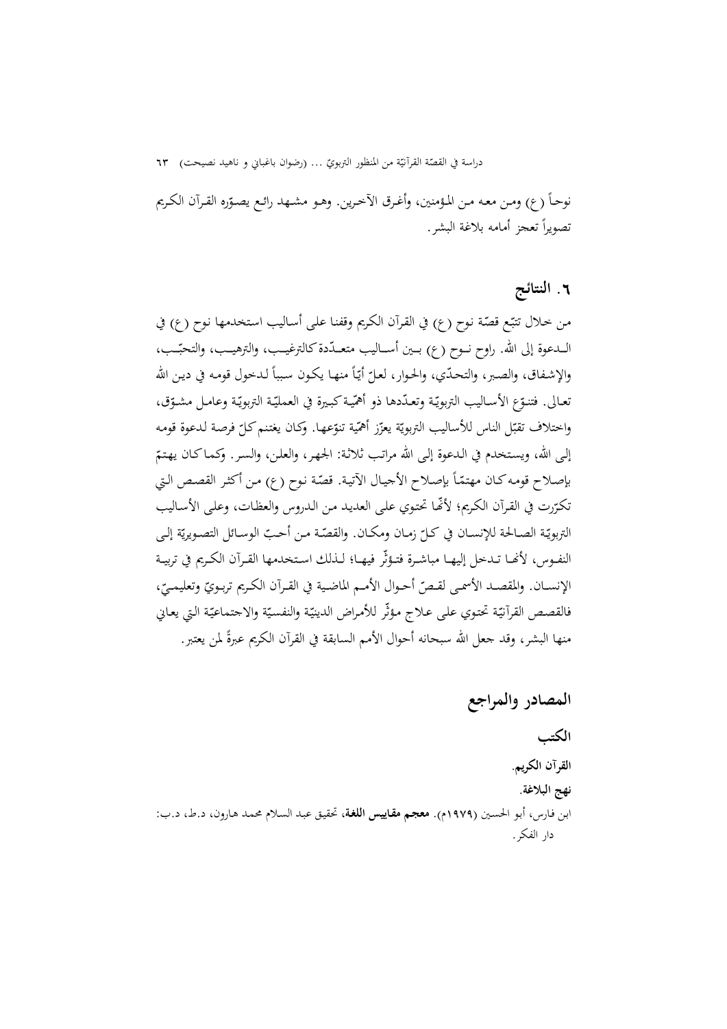نوحاً (ع) ومن معه من المؤمنين، وأغرق الآخرين. وهو مشهد رائع يصوّره القرآن الكريم تصويراً تعجز أمامه بلاغة البشر.

## ٦. النتائج

من خلال تتبّع قصّة نوح (ع) في القرآن الكريم وقفنا على أساليب استخدمها نوح (ع) في الدعوة إلى الله. راوح نوح (ع) بين أساليب متعدّدة كالترغيب، والترهيب، والتحبّب، والإشفاق، والصبر، والتحدّي، والحوار، لعلّ أيّاً منها يكون سبباً لدخول قومه في دين الله تعالى. فتنوّع الأساليب التربويّة وتعدّدها ذو أهمّية كبيرة في العمليّة التربويّة وعامل مشوّق، واختلاف تقبّل الناس للأساليب التربويّة يعزّز أهمّية تنوّعها. وكان يغتنم كلّ فرصة لدعوة قومه إلى الله، ويستخدم في الدعوة إلى الله مراتب ثلاثة: الجهر، والعلن، والسر. وكما كان يهتمّ بإصلاح قومه كان مهتمّاً بإصلاح الأجيال الآتية. قصّة نوح (ع) من أكثر القصص التي تكرّرت في القرآن الكريم؛ لأنّها تحتوي على العديد من الدروس والعظات، وعلى الأساليب التربويّة الصالحة للإنسان في كلّ زمان ومكان. والقصّة من أحبّ الوسائل التصويريّة إلى النفوس، لأنها تدخل إليها مباشرة فتؤثّر فيها؛ لذلك استخدمها القرآن الكريم في تربية الإنسان. والمقصد الأسمى لقصّ أحوال الأمم الماضية في القرآن الكريم تربويّ وتعليميّ، فالقصص القرآنيّة تحتوي على علاج مؤثّر للأمراض الدينيّة والنفسيّة والاجتماعيّة التي يعاني منها البشر، وقد جعل الله سبحانه أحوال الأمم السابقة في القرآن الكريم عبرةً لمن يعتبر.

## المصادر والمراجع

### الكتب

**القرآن الكريم.**

**نهج البلاغة.**

ابن فارس، أبو الحسين (١٩٧٩م). **معجم مقاييس اللغة**، تحقيق عبد السلام محمد هارون، د.ط، د.ب: دار الفكر.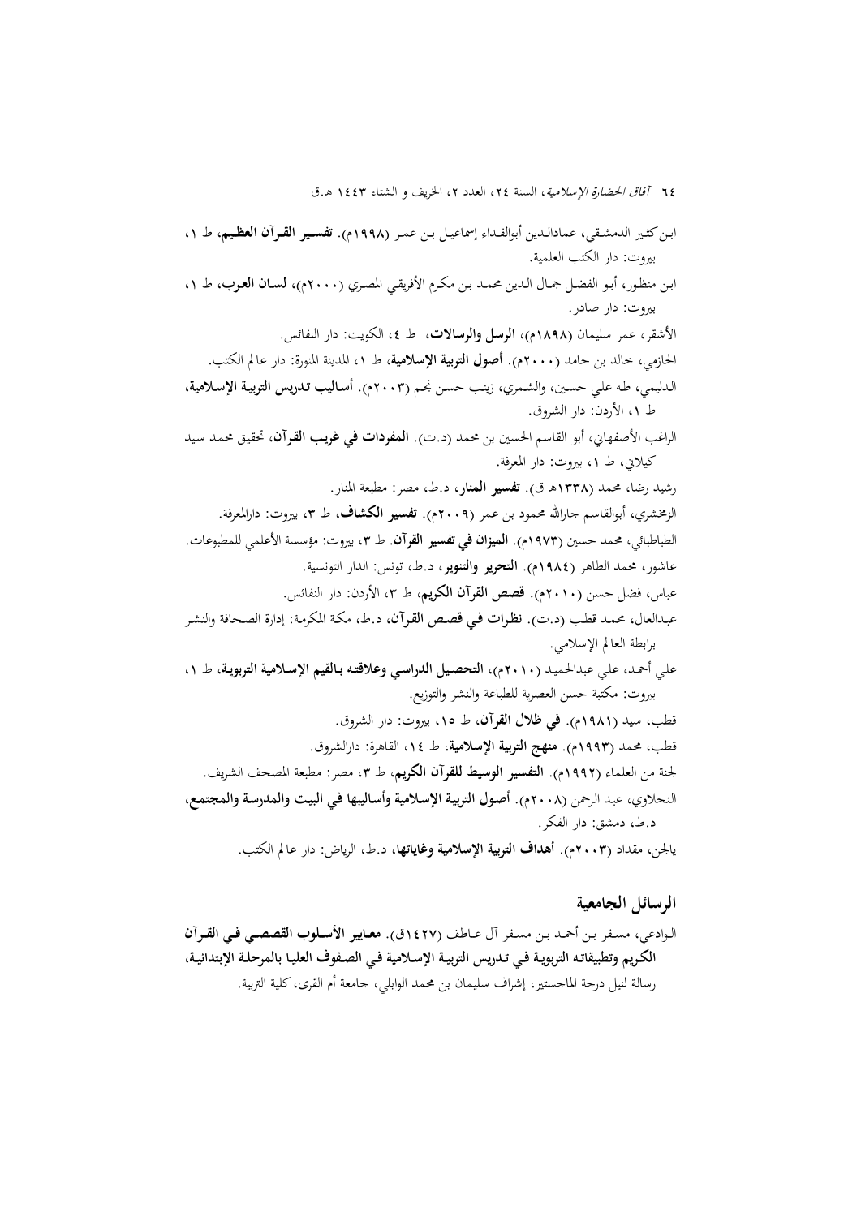ابن كثير الدمشقي، عمادالدين أبوالفداء إسماعيل بن عمر (١٩٩٨م). **تفسير القرآن العظيم**، ط ١، بيروت: دار الكتب العلمية.

ابن منظور، أبو الفضل جمال الدين محمد بن مكرم الأفريقي المصري (٢٠٠٠م)، **لسان العرب**، ط ١، بيروت: دار صادر.

الأشقر، عمر سليمان (١٨٩٨م)، **الرسل والرسالات**، ط ٤، الكويت: دار النفائس.

الحازمي، خالد بن حامد (٢٠٠٠م). **أصول التربية الإسلامية**، ط ١، المدينة المنورة: دار عالم الكتب.

الدليمي، طه علي حسين، والشمري، زينب حسن نجم (٢٠٠٣م). **أساليب تدريس التربية الإسلامية**، ط ١، الأردن: دار الشروق.

الراغب الأصفهاني، أبو القاسم الحسين بن محمد (د.ت). **المفردات في غريب القرآن**، تحقيق محمد سيد كيلاني، ط ١، بيروت: دار المعرفة.

رشيد رضا، محمد (١٣٣٨هـ ق). **تفسير المنار**، د.ط، مصر: مطبعة المنار.

الزمخشري، أبوالقاسم جارالله محمود بن عمر (٢٠٠٩م). **تفسير الكشاف**، ط ٣، بيروت: دارالمعرفة.

الطباطبائي، محمد حسين (١٩٧٣م). **الميزان في تفسير القرآن**. ط ٣، بيروت: مؤسسة الأعلمي للمطبوعات.

عاشور، محمد الطاهر (١٩٨٤م). **التحرير والتنوير**، د.ط، تونس: الدار التونسية.

عباس، فضل حسن (٢٠١٠م). **قصص القرآن الكريم**، ط ٣، الأردن: دار النفائس.

عبدالعال، محمد قطب (د.ت). **نظرات في قصص القرآن**، د.ط، مكة المكرمة: إدارة الصحافة والنشر برابطة العالم الإسلامي.

علي أحمد، علي عبدالحميد (٢٠١٠م)، **التحصيل الدراسي وعلاقته بالقيم الإسلامية التربوية**، ط ١، بيروت: مكتبة حسن العصرية للطباعة والنشر والتوزيع.

قطب، سيد (١٩٨١م). **في ظلال القرآن**، ط ١٥، بيروت: دار الشروق.

قطب، محمد (١٩٩٣م). **منهج التربية الإسلامية**، ط ١٤، القاهرة: دارالشروق.

لجنة من العلماء (١٩٩٢م). **التفسير الوسيط للقرآن الكريم**، ط ٣، مصر: مطبعة المصحف الشريف.

النحلاوي، عبد الرحمن (٢٠٠٨م). **أصول التربية الإسلامية وأساليبها في البيت والمدرسة والمجتمع**، د.ط، دمشق: دار الفكر.

يالجن، مقداد (٢٠٠٣م). **أهداف التربية الإسلامية وغاياتها**، د.ط، الرياض: دار عالم الكتب.

## الرسائل الجامعية

الوادعي، مسفر بن أحمد بن مسفر آل عاطف (١٤٢٧ق). **معايير الأسلوب القصصي في القرآن الكريم وتطبيقاته التربوية في تدريس التربية الإسلامية في الصفوف العليا بالمرحلة الإبتدائية**، رسالة لنيل درجة الماجستير، إشراف سليمان بن محمد الوابلي، جامعة أم القرى، كلية التربية.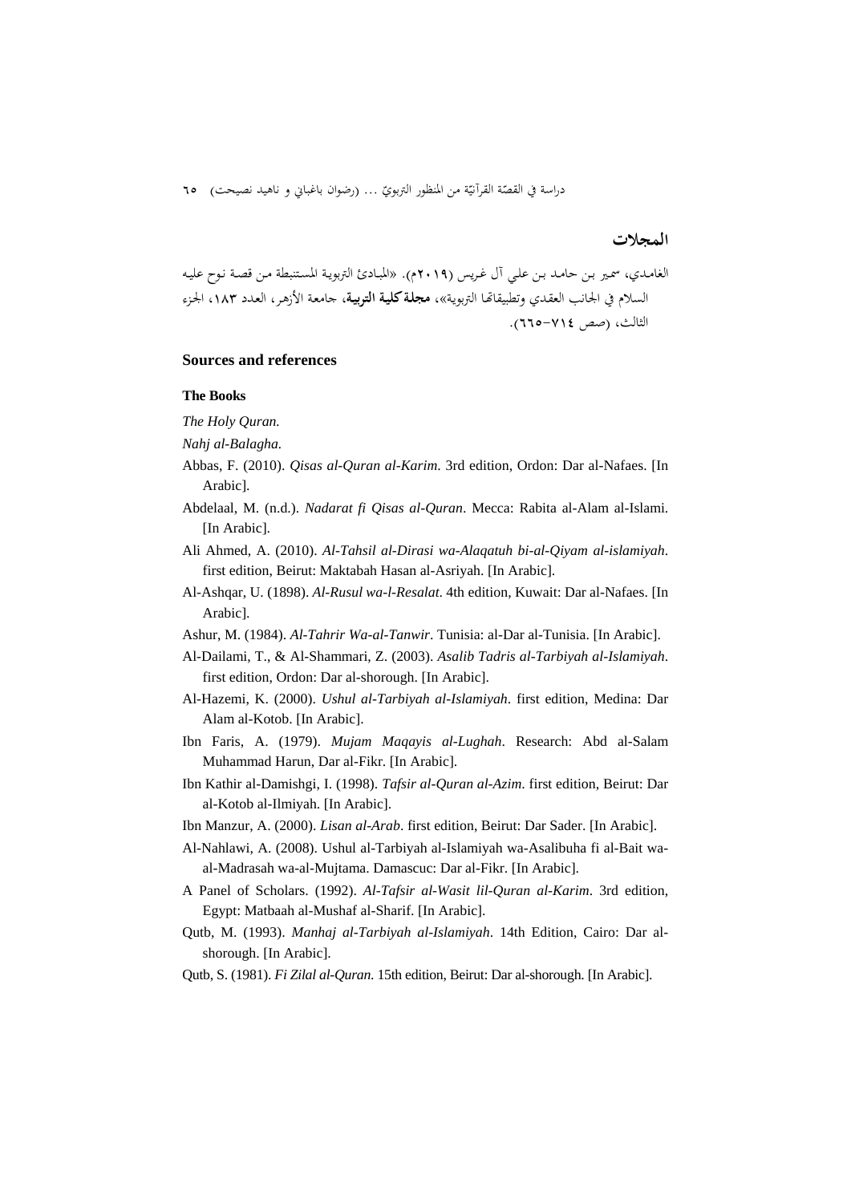## المجلات

الغامدي، سمير بن حامد بن علي آل غريس (٢٠١٩م). «المبادئ التربوية المستنبطة من قصة نوح عليه السلام في الجانب العقدي وتطبيقاتها التربوية»، **مجلة كلية التربية**، جامعة الأزهر، العدد ١٨٣، الجزء الثالث، (صص ٧١٤-٦٦٥).

## Sources and references

### The Books

*The Holy Quran.*

*Nahj al-Balagha.*

Abbas, F. (2010). *Qisas al-Quran al-Karim*. 3rd edition, Ordon: Dar al-Nafaes. [In Arabic].

Abdelaal, M. (n.d.). *Nadarat fi Qisas al-Quran*. Mecca: Rabita al-Alam al-Islami. [In Arabic].

Ali Ahmed, A. (2010). *Al-Tahsil al-Dirasi wa-Alaqatuh bi-al-Qiyam al-islamiyah*. first edition, Beirut: Maktabah Hasan al-Asriyah. [In Arabic].

Al-Ashqar, U. (1898). *Al-Rusul wa-l-Resalat*. 4th edition, Kuwait: Dar al-Nafaes. [In Arabic].

Ashur, M. (1984). *Al-Tahrir Wa-al-Tanwir*. Tunisia: al-Dar al-Tunisia. [In Arabic].

Al-Dailami, T., & Al-Shammari, Z. (2003). *Asalib Tadris al-Tarbiyah al-Islamiyah*. first edition, Ordon: Dar al-shorough. [In Arabic].

Al-Hazemi, K. (2000). *Ushul al-Tarbiyah al-Islamiyah*. first edition, Medina: Dar Alam al-Kotob. [In Arabic].

Ibn Faris, A. (1979). *Mujam Maqayis al-Lughah*. Research: Abd al-Salam Muhammad Harun, Dar al-Fikr. [In Arabic].

Ibn Kathir al-Damishgi, I. (1998). *Tafsir al-Quran al-Azim*. first edition, Beirut: Dar al-Kotob al-Ilmiyah. [In Arabic].

Ibn Manzur, A. (2000). *Lisan al-Arab*. first edition, Beirut: Dar Sader. [In Arabic].

Al-Nahlawi, A. (2008). Ushul al-Tarbiyah al-Islamiyah wa-Asalibuha fi al-Bait wa-al-Madrasah wa-al-Mujtama. Damascuc: Dar al-Fikr. [In Arabic].

A Panel of Scholars. (1992). *Al-Tafsir al-Wasit lil-Quran al-Karim*. 3rd edition, Egypt: Matbaah al-Mushaf al-Sharif. [In Arabic].

Qutb, M. (1993). *Manhaj al-Tarbiyah al-Islamiyah*. 14th Edition, Cairo: Dar al-shorough. [In Arabic].

Qutb, S. (1981). *Fi Zilal al-Quran.* 15th edition, Beirut: Dar al-shorough. [In Arabic].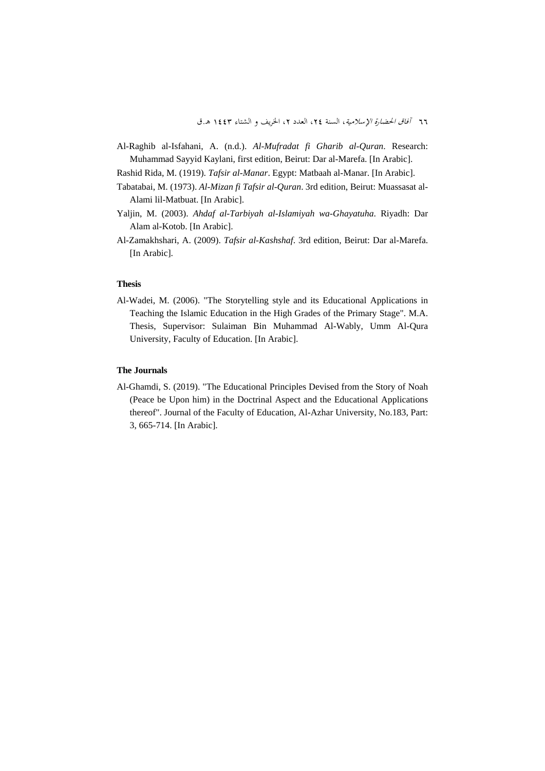Al-Raghib al-Isfahani, A. (n.d.). *Al-Mufradat fi Gharib al-Quran*. Research: Muhammad Sayyid Kaylani, first edition, Beirut: Dar al-Marefa. [In Arabic].

Rashid Rida, M. (1919). *Tafsir al-Manar*. Egypt: Matbaah al-Manar. [In Arabic].

Tabatabai, M. (1973). *Al-Mizan fi Tafsir al-Quran*. 3rd edition, Beirut: Muassasat al-Alami lil-Matbuat. [In Arabic].

Yaljin, M. (2003). *Ahdaf al-Tarbiyah al-Islamiyah wa-Ghayatuha*. Riyadh: Dar Alam al-Kotob. [In Arabic].

Al-Zamakhshari, A. (2009). *Tafsir al-Kashshaf*. 3rd edition, Beirut: Dar al-Marefa. [In Arabic].

**Thesis**

Al-Wadei, M. (2006). "The Storytelling style and its Educational Applications in Teaching the Islamic Education in the High Grades of the Primary Stage". M.A. Thesis, Supervisor: Sulaiman Bin Muhammad Al-Wably, Umm Al-Qura University, Faculty of Education. [In Arabic].

**The Journals**

Al-Ghamdi, S. (2019). "The Educational Principles Devised from the Story of Noah (Peace be Upon him) in the Doctrinal Aspect and the Educational Applications thereof". Journal of the Faculty of Education, Al-Azhar University, No.183, Part: 3, 665-714. [In Arabic].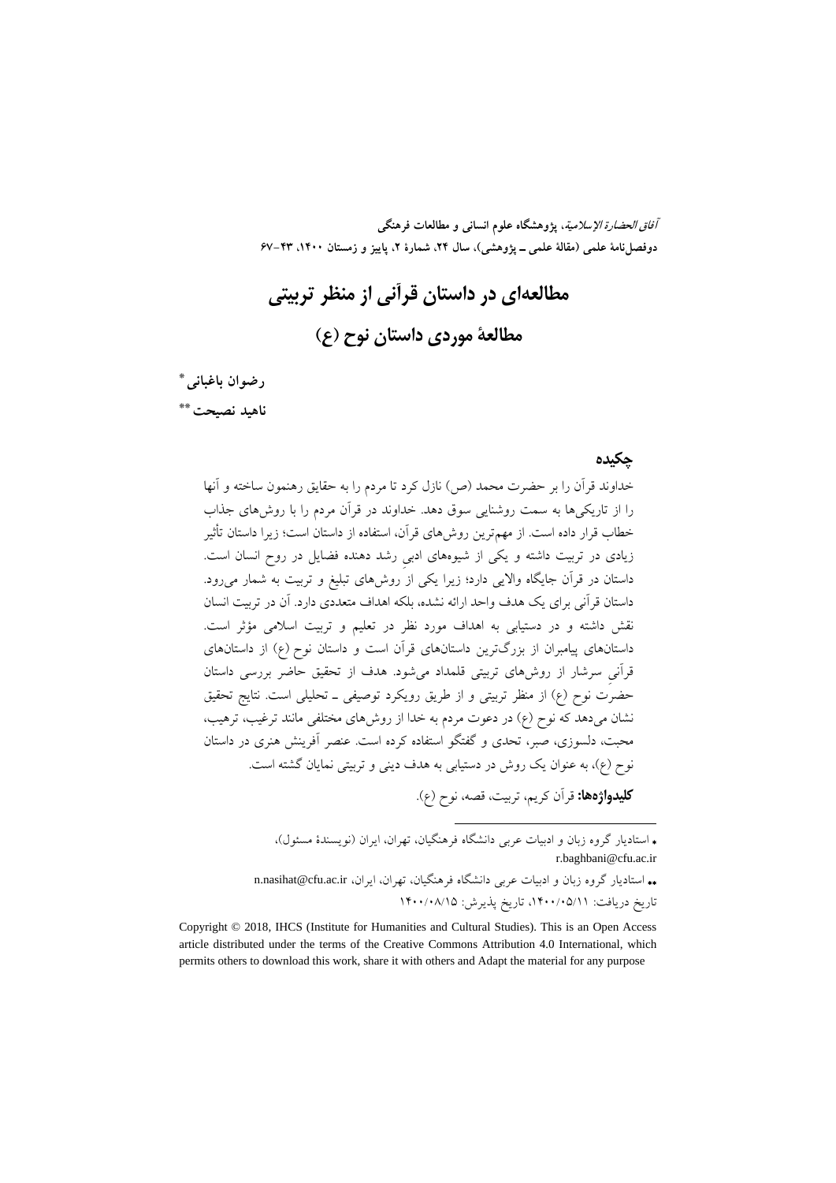# مطالعه‌ای در داستان قرآنی از منظر تربیتی

## مطالعهٔ موردی داستان نوح (ع)

**رضوان باغبانی***

**ناهید نصیحت****

### چکیده

خداوند قرآن را بر حضرت محمد (ص) نازل کرد تا مردم را به حقایق رهنمون ساخته و آنها را از تاریکی‌ها به سمت روشنایی سوق دهد. خداوند در قرآن مردم را با روش‌های جذاب خطاب قرار داده است. از مهم‌ترین روش‌های قرآن، استفاده از داستان است؛ زیرا داستان تأثیر زیادی در تربیت داشته و یکی از شیوه‌های ادبیِ رشد دهنده فضایل در روح انسان است. داستان در قرآن جایگاه والایی دارد؛ زیرا یکی از روش‌های تبلیغ و تربیت به شمار می‌رود. داستان قرآنی برای یک هدف واحد ارائه نشده، بلکه اهداف متعددی دارد. آن در تربیت انسان نقش داشته و در دستیابی به اهداف مورد نظر در تعلیم و تربیت اسلامی مؤثر است. داستان‌های پیامبران از بزرگ‌ترین داستان‌های قرآن است و داستان نوح (ع) از داستان‌های قرآنیِ سرشار از روش‌های تربیتی قلمداد می‌شود. هدف از تحقیق حاضر بررسی داستان حضرتِ نوح (ع) از منظر تربیتی و از طریق رویکرد توصیفی ـ تحلیلی است. نتایج تحقیق نشان می‌دهد که نوح (ع) در دعوت مردم به خدا از روش‌های مختلفی مانند ترغیب، ترهیب، محبت، دلسوزی، صبر، تحدی و گفتگو استفاده کرده است. عنصر آفرینش هنری در داستان نوح (ع)، به عنوان یک روش در دستیابی به هدف دینی و تربیتی نمایان گشته است.

**کلیدواژه‌ها:** قرآن کریم، تربیت، قصه، نوح (ع).

---

* استادیار گروه زبان و ادبیات عربی دانشگاه فرهنگیان، تهران، ایران (نویسندهٔ مسئول)، r.baghbani@cfu.ac.ir

** استادیار گروه زبان و ادبیات عربی دانشگاه فرهنگیان، تهران، ایران، n.nasihat@cfu.ac.ir

تاریخ دریافت: ۱۴۰۰/۰۵/۱۱، تاریخ پذیرش: ۱۴۰۰/۰۸/۱۵

Copyright © 2018, IHCS (Institute for Humanities and Cultural Studies). This is an Open Access article distributed under the terms of the Creative Commons Attribution 4.0 International, which permits others to download this work, share it with others and Adapt the material for any purpose